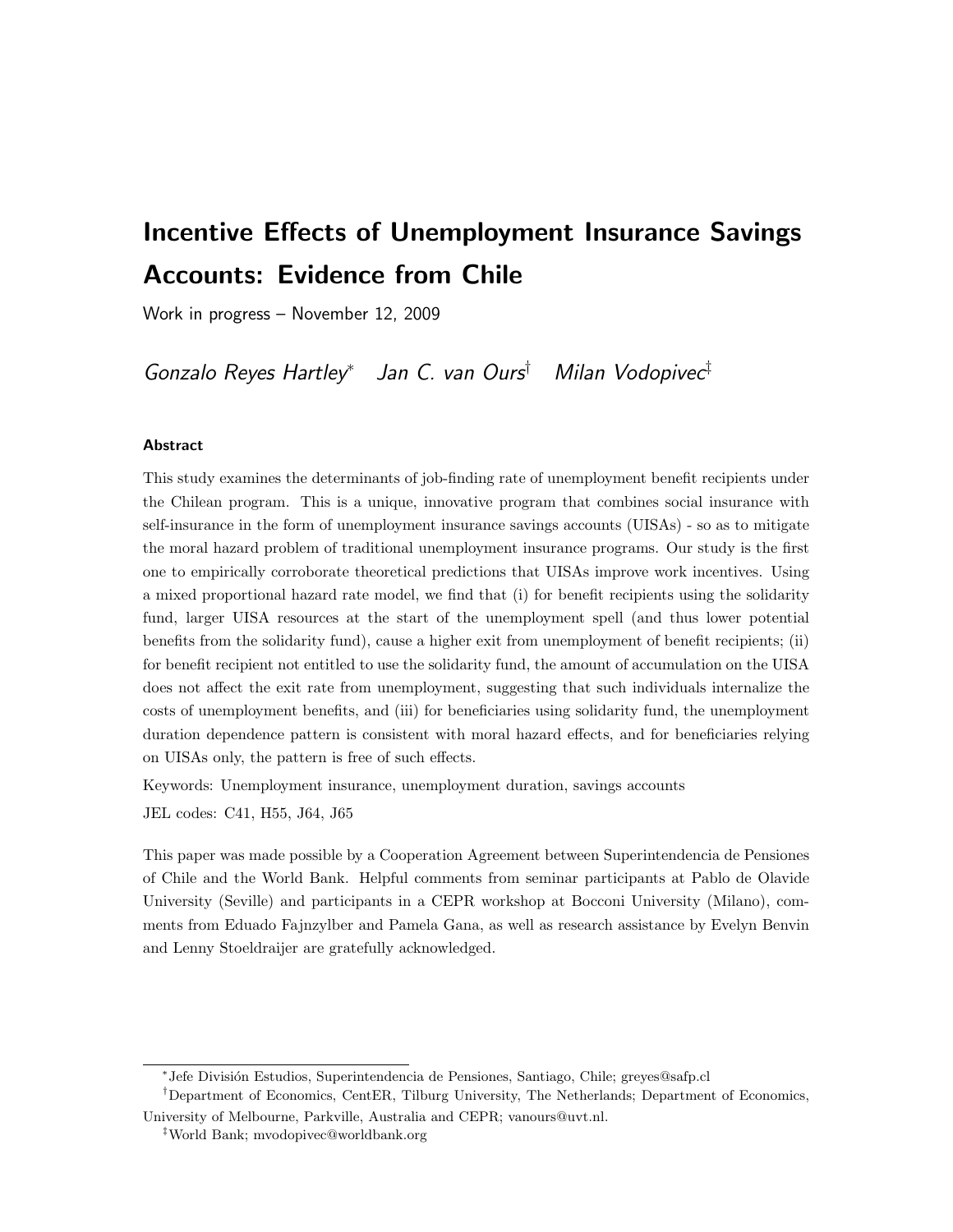# Incentive Effects of Unemployment Insurance Savings Accounts: Evidence from Chile

Work in progress – November 12, 2009

*Gonzalo Reyes Hartley*[*] *Jan C. van Ours*[†] *Milan Vodopivec*[‡]

#### Abstract

This study examines the determinants of job-finding rate of unemployment benefit recipients under the Chilean program. This is a unique, innovative program that combines social insurance with self-insurance in the form of unemployment insurance savings accounts (UISAs) - so as to mitigate the moral hazard problem of traditional unemployment insurance programs. Our study is the first one to empirically corroborate theoretical predictions that UISAs improve work incentives. Using a mixed proportional hazard rate model, we find that (i) for benefit recipients using the solidarity fund, larger UISA resources at the start of the unemployment spell (and thus lower potential benefits from the solidarity fund), cause a higher exit from unemployment of benefit recipients; (ii) for benefit recipient not entitled to use the solidarity fund, the amount of accumulation on the UISA does not affect the exit rate from unemployment, suggesting that such individuals internalize the costs of unemployment benefits, and (iii) for beneficiaries using solidarity fund, the unemployment duration dependence pattern is consistent with moral hazard effects, and for beneficiaries relying on UISAs only, the pattern is free of such effects.

Keywords: Unemployment insurance, unemployment duration, savings accounts

JEL codes: C41, H55, J64, J65

This paper was made possible by a Cooperation Agreement between Superintendencia de Pensiones of Chile and the World Bank. Helpful comments from seminar participants at Pablo de Olavide University (Seville) and participants in a CEPR workshop at Bocconi University (Milano), comments from Eduado Fajnzylber and Pamela Gana, as well as research assistance by Evelyn Benvin and Lenny Stoeldraijer are gratefully acknowledged.

---

[*] Jefe División Estudios, Superintendencia de Pensiones, Santiago, Chile; greyes@safp.cl

[†] Department of Economics, CentER, Tilburg University, The Netherlands; Department of Economics, University of Melbourne, Parkville, Australia and CEPR; vanours@uvt.nl.

[‡] World Bank; mvodopivec@worldbank.org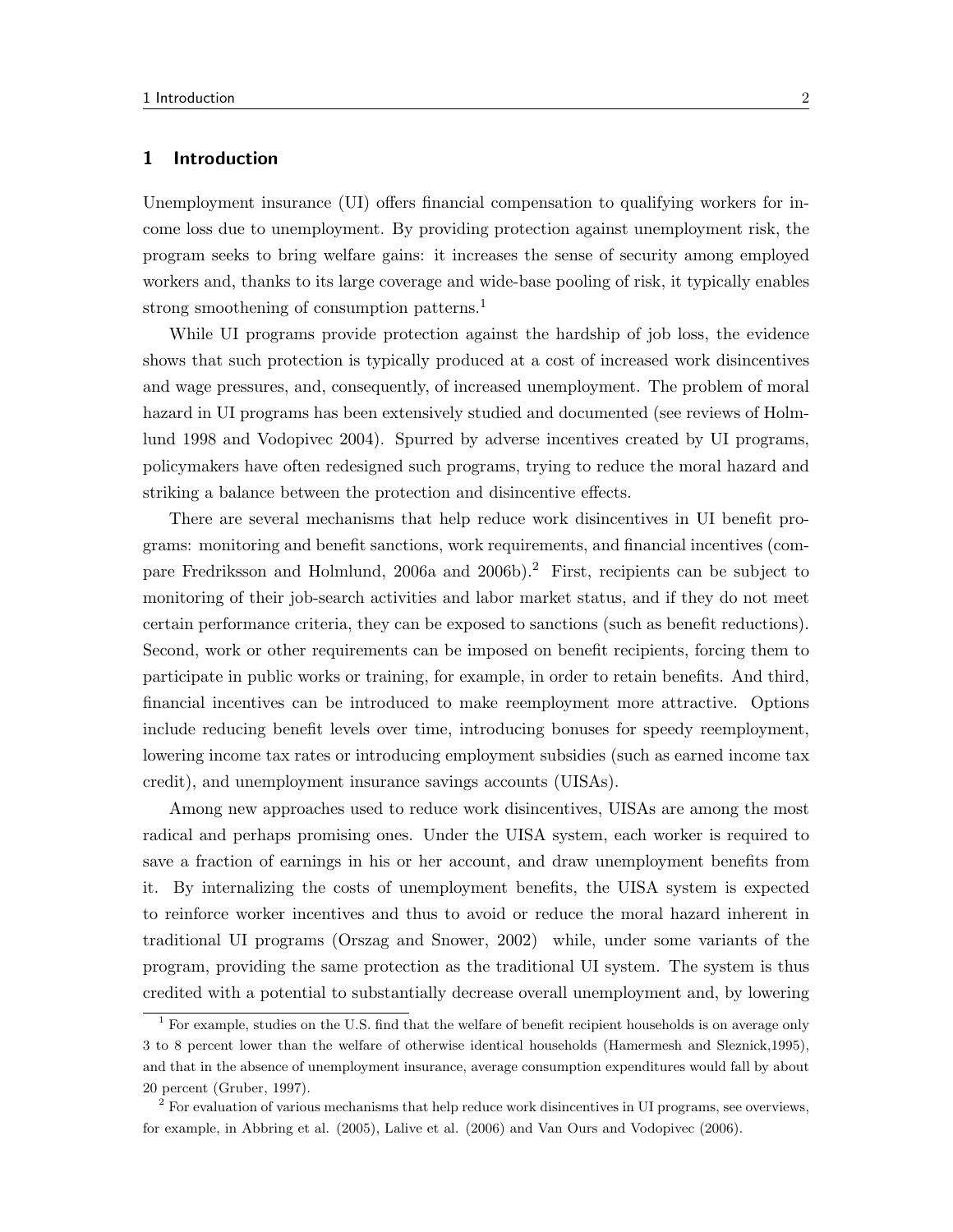## 1 Introduction

Unemployment insurance (UI) offers financial compensation to qualifying workers for income loss due to unemployment. By providing protection against unemployment risk, the program seeks to bring welfare gains: it increases the sense of security among employed workers and, thanks to its large coverage and wide-base pooling of risk, it typically enables strong smoothening of consumption patterns.[1]

While UI programs provide protection against the hardship of job loss, the evidence shows that such protection is typically produced at a cost of increased work disincentives and wage pressures, and, consequently, of increased unemployment. The problem of moral hazard in UI programs has been extensively studied and documented (see reviews of Holmlund 1998 and Vodopivec 2004). Spurred by adverse incentives created by UI programs, policymakers have often redesigned such programs, trying to reduce the moral hazard and striking a balance between the protection and disincentive effects.

There are several mechanisms that help reduce work disincentives in UI benefit programs: monitoring and benefit sanctions, work requirements, and financial incentives (compare Fredriksson and Holmlund, 2006a and 2006b).[2] First, recipients can be subject to monitoring of their job-search activities and labor market status, and if they do not meet certain performance criteria, they can be exposed to sanctions (such as benefit reductions). Second, work or other requirements can be imposed on benefit recipients, forcing them to participate in public works or training, for example, in order to retain benefits. And third, financial incentives can be introduced to make reemployment more attractive. Options include reducing benefit levels over time, introducing bonuses for speedy reemployment, lowering income tax rates or introducing employment subsidies (such as earned income tax credit), and unemployment insurance savings accounts (UISAs).

Among new approaches used to reduce work disincentives, UISAs are among the most radical and perhaps promising ones. Under the UISA system, each worker is required to save a fraction of earnings in his or her account, and draw unemployment benefits from it. By internalizing the costs of unemployment benefits, the UISA system is expected to reinforce worker incentives and thus to avoid or reduce the moral hazard inherent in traditional UI programs (Orszag and Snower, 2002) while, under some variants of the program, providing the same protection as the traditional UI system. The system is thus credited with a potential to substantially decrease overall unemployment and, by lowering

[1] For example, studies on the U.S. find that the welfare of benefit recipient households is on average only 3 to 8 percent lower than the welfare of otherwise identical households (Hamermesh and Sleznick,1995), and that in the absence of unemployment insurance, average consumption expenditures would fall by about 20 percent (Gruber, 1997).

[2] For evaluation of various mechanisms that help reduce work disincentives in UI programs, see overviews, for example, in Abbring et al. (2005), Lalive et al. (2006) and Van Ours and Vodopivec (2006).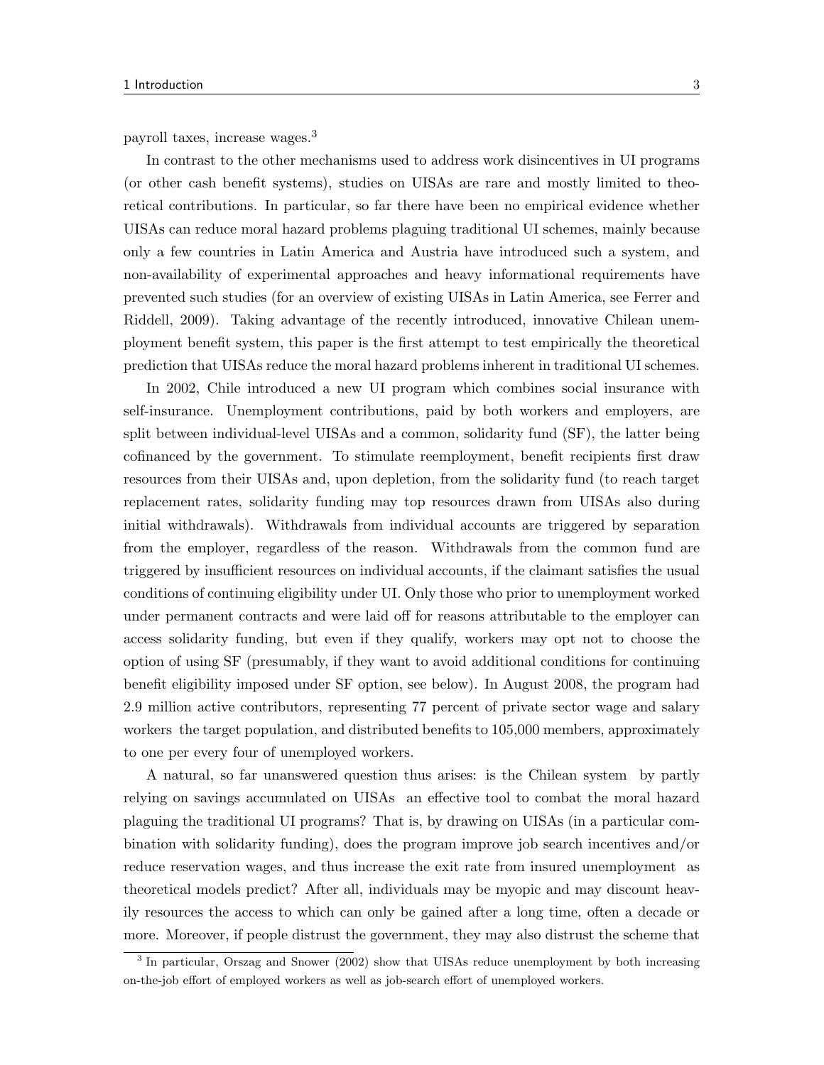payroll taxes, increase wages.[3]

In contrast to the other mechanisms used to address work disincentives in UI programs (or other cash benefit systems), studies on UISAs are rare and mostly limited to theoretical contributions. In particular, so far there have been no empirical evidence whether UISAs can reduce moral hazard problems plaguing traditional UI schemes, mainly because only a few countries in Latin America and Austria have introduced such a system, and non-availability of experimental approaches and heavy informational requirements have prevented such studies (for an overview of existing UISAs in Latin America, see Ferrer and Riddell, 2009). Taking advantage of the recently introduced, innovative Chilean unemployment benefit system, this paper is the first attempt to test empirically the theoretical prediction that UISAs reduce the moral hazard problems inherent in traditional UI schemes.

In 2002, Chile introduced a new UI program which combines social insurance with self-insurance. Unemployment contributions, paid by both workers and employers, are split between individual-level UISAs and a common, solidarity fund (SF), the latter being cofinanced by the government. To stimulate reemployment, benefit recipients first draw resources from their UISAs and, upon depletion, from the solidarity fund (to reach target replacement rates, solidarity funding may top resources drawn from UISAs also during initial withdrawals). Withdrawals from individual accounts are triggered by separation from the employer, regardless of the reason. Withdrawals from the common fund are triggered by insufficient resources on individual accounts, if the claimant satisfies the usual conditions of continuing eligibility under UI. Only those who prior to unemployment worked under permanent contracts and were laid off for reasons attributable to the employer can access solidarity funding, but even if they qualify, workers may opt not to choose the option of using SF (presumably, if they want to avoid additional conditions for continuing benefit eligibility imposed under SF option, see below). In August 2008, the program had 2.9 million active contributors, representing 77 percent of private sector wage and salary workers the target population, and distributed benefits to 105,000 members, approximately to one per every four of unemployed workers.

A natural, so far unanswered question thus arises: is the Chilean system by partly relying on savings accumulated on UISAs an effective tool to combat the moral hazard plaguing the traditional UI programs? That is, by drawing on UISAs (in a particular combination with solidarity funding), does the program improve job search incentives and/or reduce reservation wages, and thus increase the exit rate from insured unemployment as theoretical models predict? After all, individuals may be myopic and may discount heavily resources the access to which can only be gained after a long time, often a decade or more. Moreover, if people distrust the government, they may also distrust the scheme that

[3] In particular, Orszag and Snower (2002) show that UISAs reduce unemployment by both increasing on-the-job effort of employed workers as well as job-search effort of unemployed workers.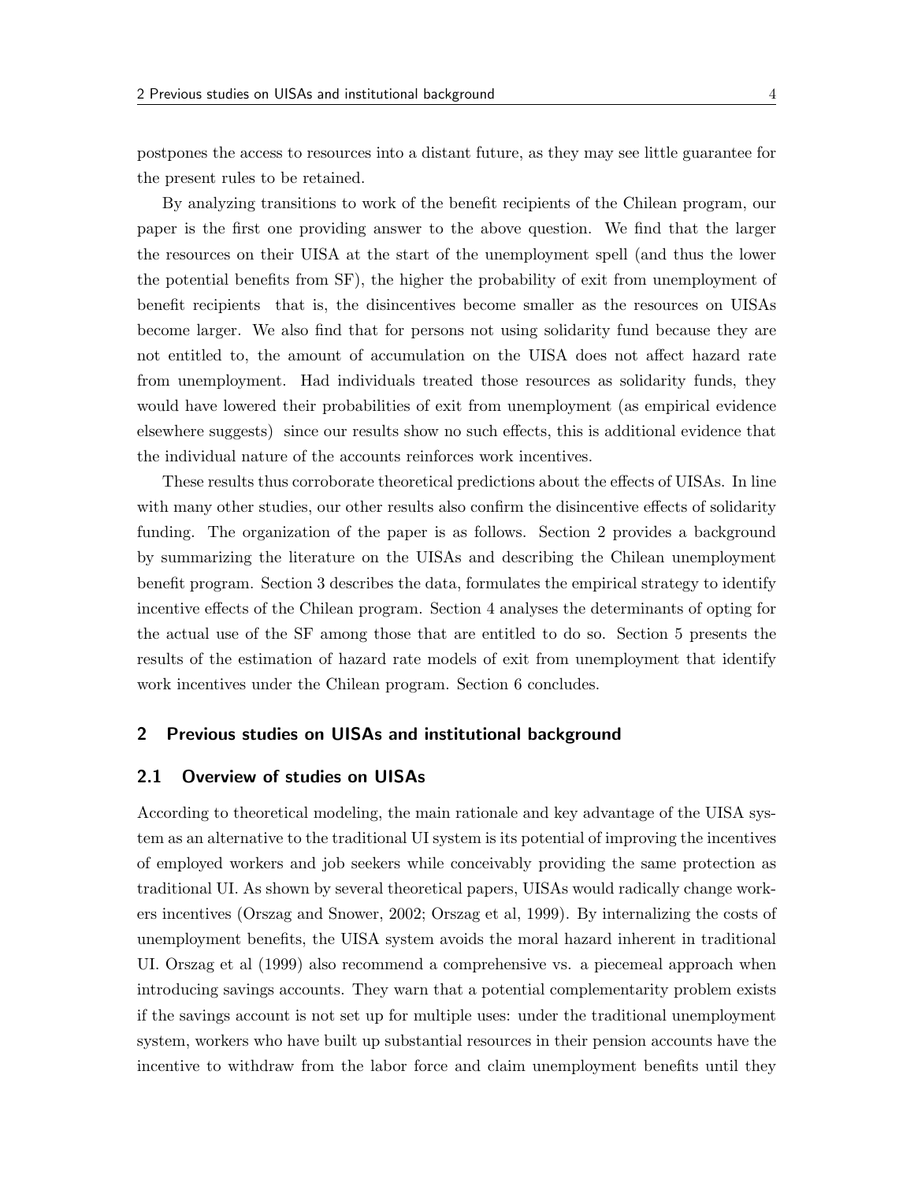postpones the access to resources into a distant future, as they may see little guarantee for the present rules to be retained.

By analyzing transitions to work of the benefit recipients of the Chilean program, our paper is the first one providing answer to the above question. We find that the larger the resources on their UISA at the start of the unemployment spell (and thus the lower the potential benefits from SF), the higher the probability of exit from unemployment of benefit recipients  that is, the disincentives become smaller as the resources on UISAs become larger. We also find that for persons not using solidarity fund because they are not entitled to, the amount of accumulation on the UISA does not affect hazard rate from unemployment. Had individuals treated those resources as solidarity funds, they would have lowered their probabilities of exit from unemployment (as empirical evidence elsewhere suggests)  since our results show no such effects, this is additional evidence that the individual nature of the accounts reinforces work incentives.

These results thus corroborate theoretical predictions about the effects of UISAs. In line with many other studies, our other results also confirm the disincentive effects of solidarity funding. The organization of the paper is as follows. Section 2 provides a background by summarizing the literature on the UISAs and describing the Chilean unemployment benefit program. Section 3 describes the data, formulates the empirical strategy to identify incentive effects of the Chilean program. Section 4 analyses the determinants of opting for the actual use of the SF among those that are entitled to do so. Section 5 presents the results of the estimation of hazard rate models of exit from unemployment that identify work incentives under the Chilean program. Section 6 concludes.

## 2 Previous studies on UISAs and institutional background

### 2.1 Overview of studies on UISAs

According to theoretical modeling, the main rationale and key advantage of the UISA system as an alternative to the traditional UI system is its potential of improving the incentives of employed workers and job seekers while conceivably providing the same protection as traditional UI. As shown by several theoretical papers, UISAs would radically change workers incentives (Orszag and Snower, 2002; Orszag et al, 1999). By internalizing the costs of unemployment benefits, the UISA system avoids the moral hazard inherent in traditional UI. Orszag et al (1999) also recommend a comprehensive vs. a piecemeal approach when introducing savings accounts. They warn that a potential complementarity problem exists if the savings account is not set up for multiple uses: under the traditional unemployment system, workers who have built up substantial resources in their pension accounts have the incentive to withdraw from the labor force and claim unemployment benefits until they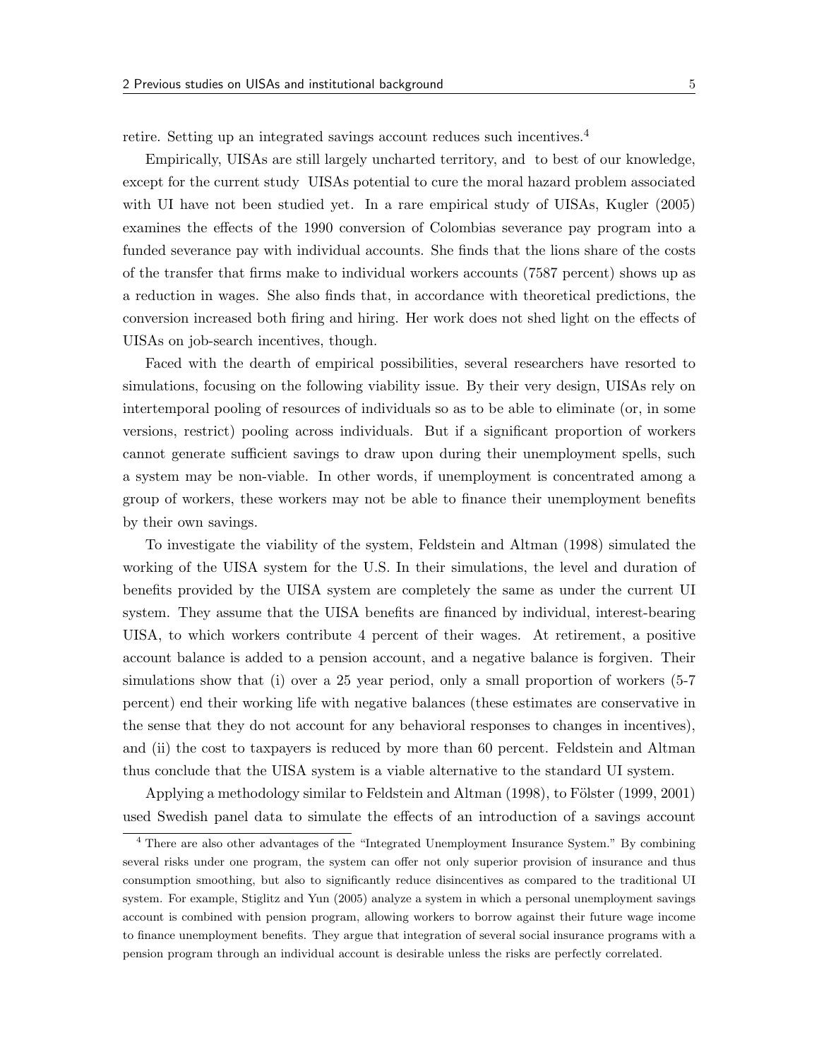retire. Setting up an integrated savings account reduces such incentives.[4]

Empirically, UISAs are still largely uncharted territory, and to best of our knowledge, except for the current study UISAs potential to cure the moral hazard problem associated with UI have not been studied yet. In a rare empirical study of UISAs, Kugler (2005) examines the effects of the 1990 conversion of Colombias severance pay program into a funded severance pay with individual accounts. She finds that the lions share of the costs of the transfer that firms make to individual workers accounts (7587 percent) shows up as a reduction in wages. She also finds that, in accordance with theoretical predictions, the conversion increased both firing and hiring. Her work does not shed light on the effects of UISAs on job-search incentives, though.

Faced with the dearth of empirical possibilities, several researchers have resorted to simulations, focusing on the following viability issue. By their very design, UISAs rely on intertemporal pooling of resources of individuals so as to be able to eliminate (or, in some versions, restrict) pooling across individuals. But if a significant proportion of workers cannot generate sufficient savings to draw upon during their unemployment spells, such a system may be non-viable. In other words, if unemployment is concentrated among a group of workers, these workers may not be able to finance their unemployment benefits by their own savings.

To investigate the viability of the system, Feldstein and Altman (1998) simulated the working of the UISA system for the U.S. In their simulations, the level and duration of benefits provided by the UISA system are completely the same as under the current UI system. They assume that the UISA benefits are financed by individual, interest-bearing UISA, to which workers contribute 4 percent of their wages. At retirement, a positive account balance is added to a pension account, and a negative balance is forgiven. Their simulations show that (i) over a 25 year period, only a small proportion of workers (5-7 percent) end their working life with negative balances (these estimates are conservative in the sense that they do not account for any behavioral responses to changes in incentives), and (ii) the cost to taxpayers is reduced by more than 60 percent. Feldstein and Altman thus conclude that the UISA system is a viable alternative to the standard UI system.

Applying a methodology similar to Feldstein and Altman (1998), to Fölster (1999, 2001) used Swedish panel data to simulate the effects of an introduction of a savings account

[4] There are also other advantages of the "Integrated Unemployment Insurance System." By combining several risks under one program, the system can offer not only superior provision of insurance and thus consumption smoothing, but also to significantly reduce disincentives as compared to the traditional UI system. For example, Stiglitz and Yun (2005) analyze a system in which a personal unemployment savings account is combined with pension program, allowing workers to borrow against their future wage income to finance unemployment benefits. They argue that integration of several social insurance programs with a pension program through an individual account is desirable unless the risks are perfectly correlated.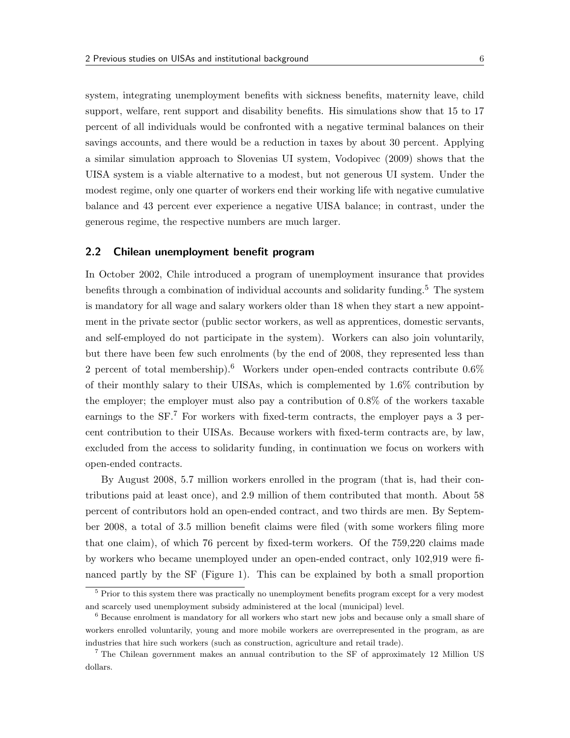system, integrating unemployment benefits with sickness benefits, maternity leave, child support, welfare, rent support and disability benefits. His simulations show that 15 to 17 percent of all individuals would be confronted with a negative terminal balances on their savings accounts, and there would be a reduction in taxes by about 30 percent. Applying a similar simulation approach to Slovenias UI system, Vodopivec (2009) shows that the UISA system is a viable alternative to a modest, but not generous UI system. Under the modest regime, only one quarter of workers end their working life with negative cumulative balance and 43 percent ever experience a negative UISA balance; in contrast, under the generous regime, the respective numbers are much larger.

## 2.2 Chilean unemployment benefit program

In October 2002, Chile introduced a program of unemployment insurance that provides benefits through a combination of individual accounts and solidarity funding.[5] The system is mandatory for all wage and salary workers older than 18 when they start a new appointment in the private sector (public sector workers, as well as apprentices, domestic servants, and self-employed do not participate in the system). Workers can also join voluntarily, but there have been few such enrolments (by the end of 2008, they represented less than 2 percent of total membership).[6] Workers under open-ended contracts contribute 0.6% of their monthly salary to their UISAs, which is complemented by 1.6% contribution by the employer; the employer must also pay a contribution of 0.8% of the workers taxable earnings to the SF.[7] For workers with fixed-term contracts, the employer pays a 3 percent contribution to their UISAs. Because workers with fixed-term contracts are, by law, excluded from the access to solidarity funding, in continuation we focus on workers with open-ended contracts.

By August 2008, 5.7 million workers enrolled in the program (that is, had their contributions paid at least once), and 2.9 million of them contributed that month. About 58 percent of contributors hold an open-ended contract, and two thirds are men. By September 2008, a total of 3.5 million benefit claims were filed (with some workers filing more that one claim), of which 76 percent by fixed-term workers. Of the 759,220 claims made by workers who became unemployed under an open-ended contract, only 102,919 were financed partly by the SF (Figure 1). This can be explained by both a small proportion

[5] Prior to this system there was practically no unemployment benefits program except for a very modest and scarcely used unemployment subsidy administered at the local (municipal) level.

[6] Because enrolment is mandatory for all workers who start new jobs and because only a small share of workers enrolled voluntarily, young and more mobile workers are overrepresented in the program, as are industries that hire such workers (such as construction, agriculture and retail trade).

[7] The Chilean government makes an annual contribution to the SF of approximately 12 Million US dollars.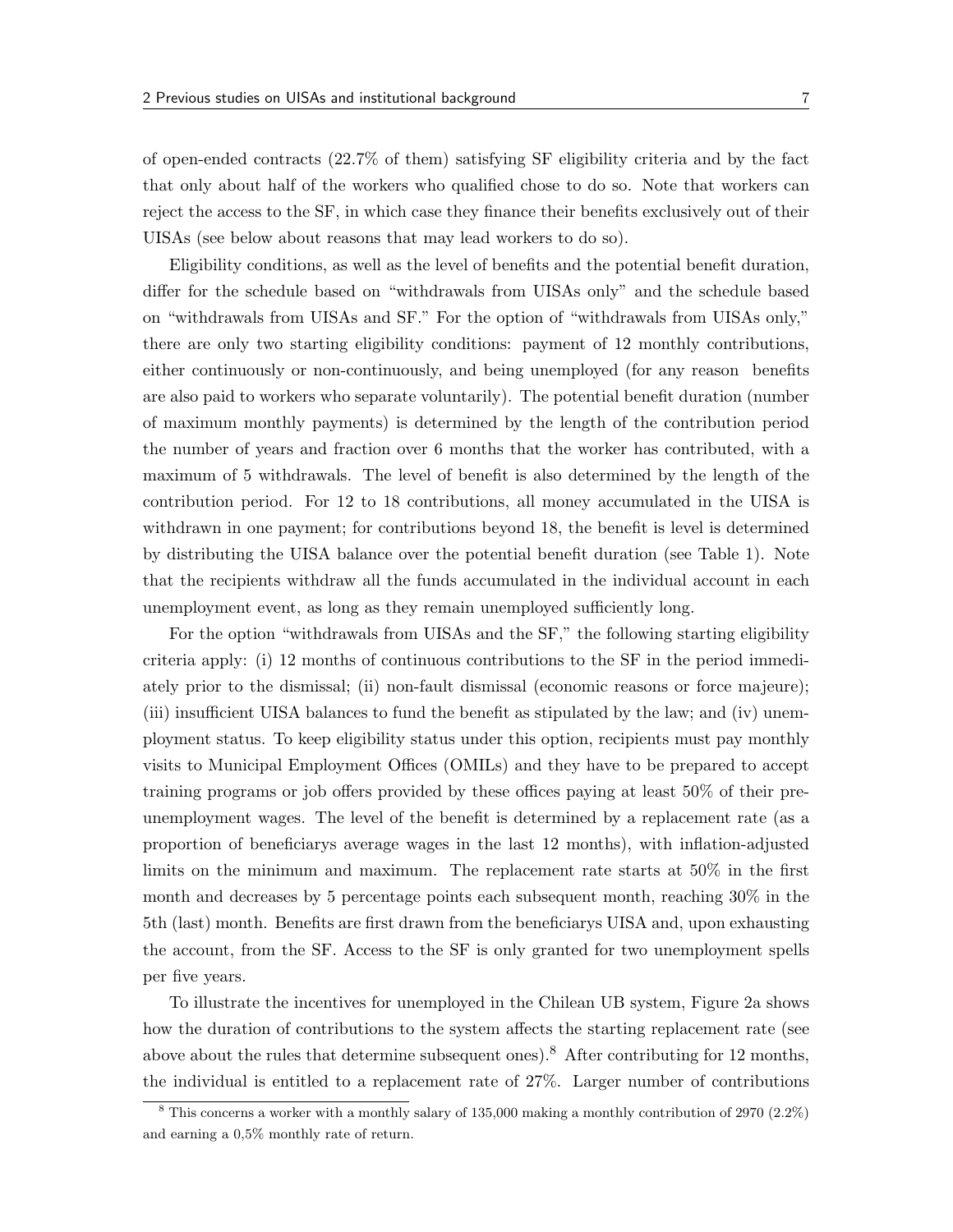of open-ended contracts (22.7% of them) satisfying SF eligibility criteria and by the fact that only about half of the workers who qualified chose to do so. Note that workers can reject the access to the SF, in which case they finance their benefits exclusively out of their UISAs (see below about reasons that may lead workers to do so).

Eligibility conditions, as well as the level of benefits and the potential benefit duration, differ for the schedule based on "withdrawals from UISAs only" and the schedule based on "withdrawals from UISAs and SF." For the option of "withdrawals from UISAs only," there are only two starting eligibility conditions: payment of 12 monthly contributions, either continuously or non-continuously, and being unemployed (for any reason benefits are also paid to workers who separate voluntarily). The potential benefit duration (number of maximum monthly payments) is determined by the length of the contribution period the number of years and fraction over 6 months that the worker has contributed, with a maximum of 5 withdrawals. The level of benefit is also determined by the length of the contribution period. For 12 to 18 contributions, all money accumulated in the UISA is withdrawn in one payment; for contributions beyond 18, the benefit is level is determined by distributing the UISA balance over the potential benefit duration (see Table 1). Note that the recipients withdraw all the funds accumulated in the individual account in each unemployment event, as long as they remain unemployed sufficiently long.

For the option "withdrawals from UISAs and the SF," the following starting eligibility criteria apply: (i) 12 months of continuous contributions to the SF in the period immediately prior to the dismissal; (ii) non-fault dismissal (economic reasons or force majeure); (iii) insufficient UISA balances to fund the benefit as stipulated by the law; and (iv) unemployment status. To keep eligibility status under this option, recipients must pay monthly visits to Municipal Employment Offices (OMILs) and they have to be prepared to accept training programs or job offers provided by these offices paying at least 50% of their pre-unemployment wages. The level of the benefit is determined by a replacement rate (as a proportion of beneficiarys average wages in the last 12 months), with inflation-adjusted limits on the minimum and maximum. The replacement rate starts at 50% in the first month and decreases by 5 percentage points each subsequent month, reaching 30% in the 5th (last) month. Benefits are first drawn from the beneficiarys UISA and, upon exhausting the account, from the SF. Access to the SF is only granted for two unemployment spells per five years.

To illustrate the incentives for unemployed in the Chilean UB system, Figure 2a shows how the duration of contributions to the system affects the starting replacement rate (see above about the rules that determine subsequent ones).[8] After contributing for 12 months, the individual is entitled to a replacement rate of 27%. Larger number of contributions

[8] This concerns a worker with a monthly salary of 135,000 making a monthly contribution of 2970 (2.2%) and earning a 0,5% monthly rate of return.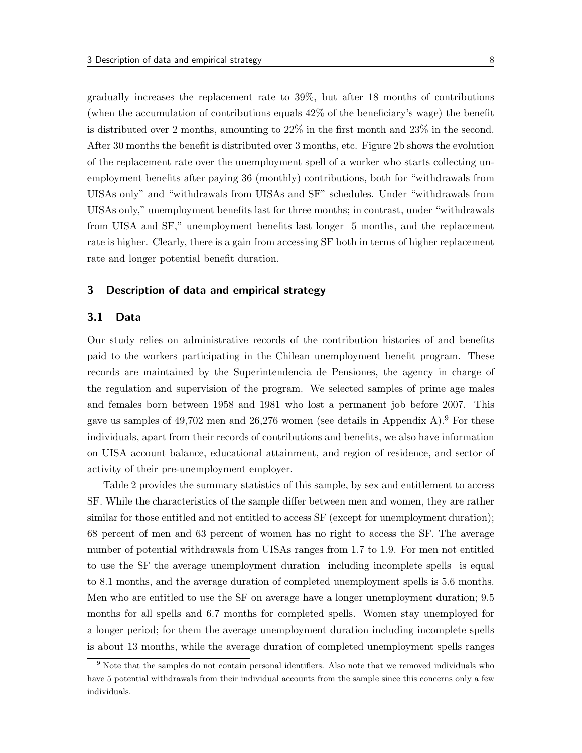gradually increases the replacement rate to 39%, but after 18 months of contributions (when the accumulation of contributions equals 42% of the beneficiary's wage) the benefit is distributed over 2 months, amounting to 22% in the first month and 23% in the second. After 30 months the benefit is distributed over 3 months, etc. Figure 2b shows the evolution of the replacement rate over the unemployment spell of a worker who starts collecting unemployment benefits after paying 36 (monthly) contributions, both for "withdrawals from UISAs only" and "withdrawals from UISAs and SF" schedules. Under "withdrawals from UISAs only," unemployment benefits last for three months; in contrast, under "withdrawals from UISA and SF," unemployment benefits last longer  5 months, and the replacement rate is higher. Clearly, there is a gain from accessing SF both in terms of higher replacement rate and longer potential benefit duration.

## 3 Description of data and empirical strategy

### 3.1 Data

Our study relies on administrative records of the contribution histories of and benefits paid to the workers participating in the Chilean unemployment benefit program. These records are maintained by the Superintendencia de Pensiones, the agency in charge of the regulation and supervision of the program. We selected samples of prime age males and females born between 1958 and 1981 who lost a permanent job before 2007. This gave us samples of 49,702 men and 26,276 women (see details in Appendix A).[9] For these individuals, apart from their records of contributions and benefits, we also have information on UISA account balance, educational attainment, and region of residence, and sector of activity of their pre-unemployment employer.

Table 2 provides the summary statistics of this sample, by sex and entitlement to access SF. While the characteristics of the sample differ between men and women, they are rather similar for those entitled and not entitled to access SF (except for unemployment duration); 68 percent of men and 63 percent of women has no right to access the SF. The average number of potential withdrawals from UISAs ranges from 1.7 to 1.9. For men not entitled to use the SF the average unemployment duration  including incomplete spells  is equal to 8.1 months, and the average duration of completed unemployment spells is 5.6 months. Men who are entitled to use the SF on average have a longer unemployment duration; 9.5 months for all spells and 6.7 months for completed spells. Women stay unemployed for a longer period; for them the average unemployment duration including incomplete spells is about 13 months, while the average duration of completed unemployment spells ranges

[9] Note that the samples do not contain personal identifiers. Also note that we removed individuals who have 5 potential withdrawals from their individual accounts from the sample since this concerns only a few individuals.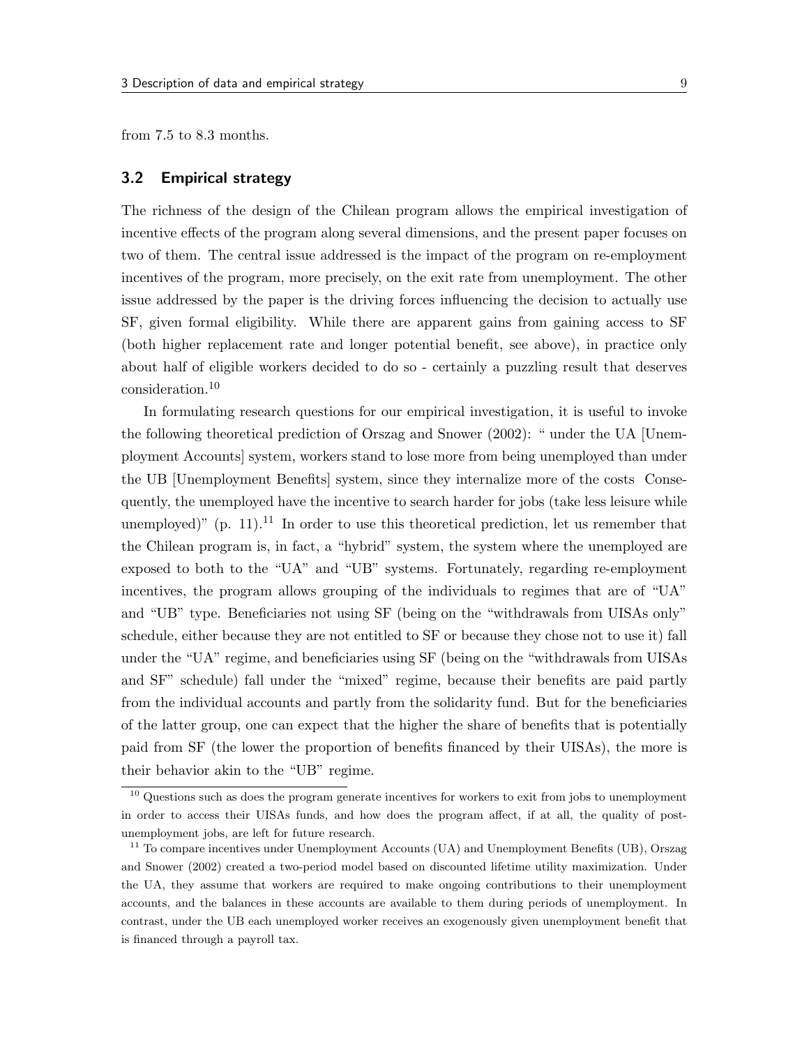from 7.5 to 8.3 months.

## 3.2 Empirical strategy

The richness of the design of the Chilean program allows the empirical investigation of incentive effects of the program along several dimensions, and the present paper focuses on two of them. The central issue addressed is the impact of the program on re-employment incentives of the program, more precisely, on the exit rate from unemployment. The other issue addressed by the paper is the driving forces influencing the decision to actually use SF, given formal eligibility. While there are apparent gains from gaining access to SF (both higher replacement rate and longer potential benefit, see above), in practice only about half of eligible workers decided to do so - certainly a puzzling result that deserves consideration.[10]

In formulating research questions for our empirical investigation, it is useful to invoke the following theoretical prediction of Orszag and Snower (2002): " under the UA [Unemployment Accounts] system, workers stand to lose more from being unemployed than under the UB [Unemployment Benefits] system, since they internalize more of the costs Consequently, the unemployed have the incentive to search harder for jobs (take less leisure while unemployed)" (p. 11).[11] In order to use this theoretical prediction, let us remember that the Chilean program is, in fact, a "hybrid" system, the system where the unemployed are exposed to both to the "UA" and "UB" systems. Fortunately, regarding re-employment incentives, the program allows grouping of the individuals to regimes that are of "UA" and "UB" type. Beneficiaries not using SF (being on the "withdrawals from UISAs only" schedule, either because they are not entitled to SF or because they chose not to use it) fall under the "UA" regime, and beneficiaries using SF (being on the "withdrawals from UISAs and SF" schedule) fall under the "mixed" regime, because their benefits are paid partly from the individual accounts and partly from the solidarity fund. But for the beneficiaries of the latter group, one can expect that the higher the share of benefits that is potentially paid from SF (the lower the proportion of benefits financed by their UISAs), the more is their behavior akin to the "UB" regime.

[10] Questions such as does the program generate incentives for workers to exit from jobs to unemployment in order to access their UISAs funds, and how does the program affect, if at all, the quality of post-unemployment jobs, are left for future research.

[11] To compare incentives under Unemployment Accounts (UA) and Unemployment Benefits (UB), Orszag and Snower (2002) created a two-period model based on discounted lifetime utility maximization. Under the UA, they assume that workers are required to make ongoing contributions to their unemployment accounts, and the balances in these accounts are available to them during periods of unemployment. In contrast, under the UB each unemployed worker receives an exogenously given unemployment benefit that is financed through a payroll tax.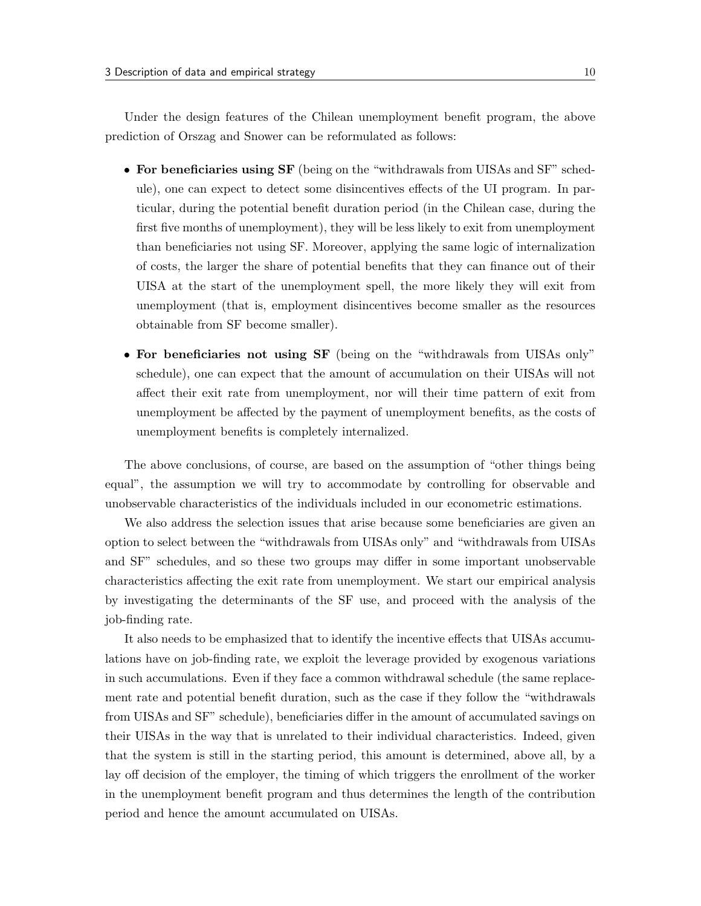Under the design features of the Chilean unemployment benefit program, the above prediction of Orszag and Snower can be reformulated as follows:

- **For beneficiaries using SF** (being on the "withdrawals from UISAs and SF" schedule), one can expect to detect some disincentives effects of the UI program. In particular, during the potential benefit duration period (in the Chilean case, during the first five months of unemployment), they will be less likely to exit from unemployment than beneficiaries not using SF. Moreover, applying the same logic of internalization of costs, the larger the share of potential benefits that they can finance out of their UISA at the start of the unemployment spell, the more likely they will exit from unemployment (that is, employment disincentives become smaller as the resources obtainable from SF become smaller).
- **For beneficiaries not using SF** (being on the "withdrawals from UISAs only" schedule), one can expect that the amount of accumulation on their UISAs will not affect their exit rate from unemployment, nor will their time pattern of exit from unemployment be affected by the payment of unemployment benefits, as the costs of unemployment benefits is completely internalized.

The above conclusions, of course, are based on the assumption of "other things being equal", the assumption we will try to accommodate by controlling for observable and unobservable characteristics of the individuals included in our econometric estimations.

We also address the selection issues that arise because some beneficiaries are given an option to select between the "withdrawals from UISAs only" and "withdrawals from UISAs and SF" schedules, and so these two groups may differ in some important unobservable characteristics affecting the exit rate from unemployment. We start our empirical analysis by investigating the determinants of the SF use, and proceed with the analysis of the job-finding rate.

It also needs to be emphasized that to identify the incentive effects that UISAs accumulations have on job-finding rate, we exploit the leverage provided by exogenous variations in such accumulations. Even if they face a common withdrawal schedule (the same replacement rate and potential benefit duration, such as the case if they follow the "withdrawals from UISAs and SF" schedule), beneficiaries differ in the amount of accumulated savings on their UISAs in the way that is unrelated to their individual characteristics. Indeed, given that the system is still in the starting period, this amount is determined, above all, by a lay off decision of the employer, the timing of which triggers the enrollment of the worker in the unemployment benefit program and thus determines the length of the contribution period and hence the amount accumulated on UISAs.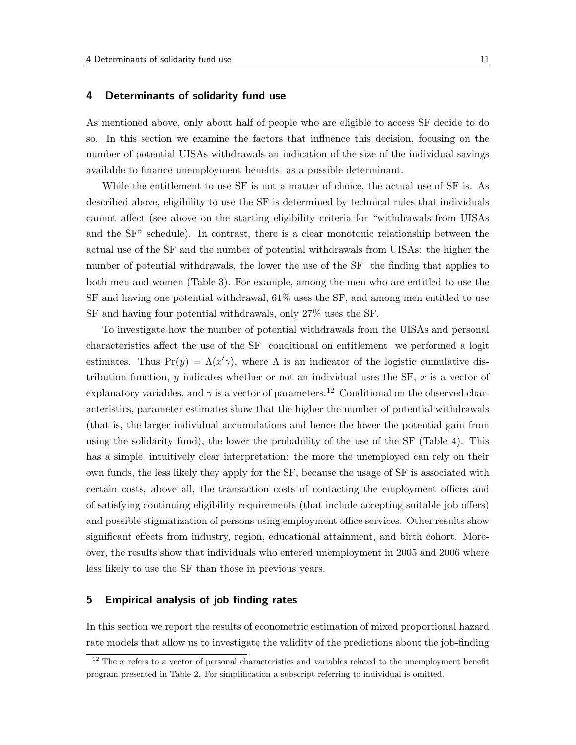## 4 Determinants of solidarity fund use

As mentioned above, only about half of people who are eligible to access SF decide to do so. In this section we examine the factors that influence this decision, focusing on the number of potential UISAs withdrawals an indication of the size of the individual savings available to finance unemployment benefits as a possible determinant.

While the entitlement to use SF is not a matter of choice, the actual use of SF is. As described above, eligibility to use the SF is determined by technical rules that individuals cannot affect (see above on the starting eligibility criteria for "withdrawals from UISAs and the SF" schedule). In contrast, there is a clear monotonic relationship between the actual use of the SF and the number of potential withdrawals from UISAs: the higher the number of potential withdrawals, the lower the use of the SF the finding that applies to both men and women (Table 3). For example, among the men who are entitled to use the SF and having one potential withdrawal, 61% uses the SF, and among men entitled to use SF and having four potential withdrawals, only 27% uses the SF.

To investigate how the number of potential withdrawals from the UISAs and personal characteristics affect the use of the SF conditional on entitlement we performed a logit estimates. Thus $\Pr(y) = \Lambda(x'\gamma)$, where $\Lambda$ is an indicator of the logistic cumulative distribution function, $y$ indicates whether or not an individual uses the SF, $x$ is a vector of explanatory variables, and $\gamma$ is a vector of parameters.[12] Conditional on the observed characteristics, parameter estimates show that the higher the number of potential withdrawals (that is, the larger individual accumulations and hence the lower the potential gain from using the solidarity fund), the lower the probability of the use of the SF (Table 4). This has a simple, intuitively clear interpretation: the more the unemployed can rely on their own funds, the less likely they apply for the SF, because the usage of SF is associated with certain costs, above all, the transaction costs of contacting the employment offices and of satisfying continuing eligibility requirements (that include accepting suitable job offers) and possible stigmatization of persons using employment office services. Other results show significant effects from industry, region, educational attainment, and birth cohort. Moreover, the results show that individuals who entered unemployment in 2005 and 2006 where less likely to use the SF than those in previous years.

## 5 Empirical analysis of job finding rates

In this section we report the results of econometric estimation of mixed proportional hazard rate models that allow us to investigate the validity of the predictions about the job-finding

[12] The $x$ refers to a vector of personal characteristics and variables related to the unemployment benefit program presented in Table 2. For simplification a subscript referring to individual is omitted.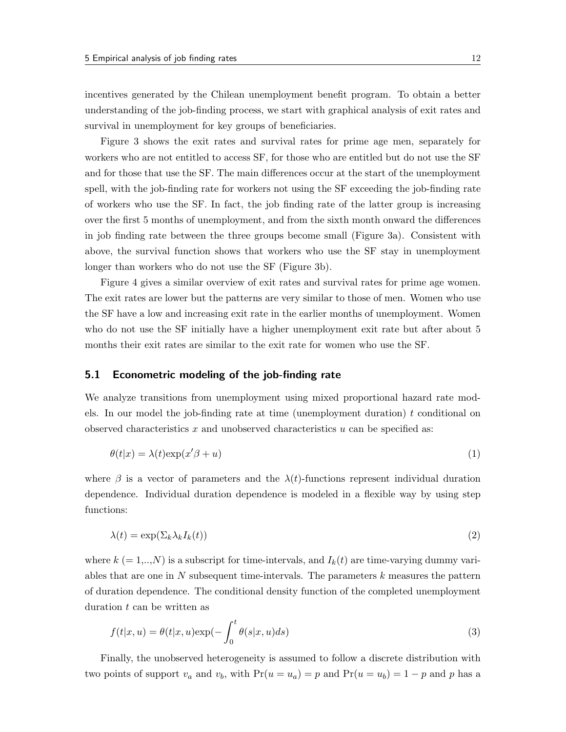incentives generated by the Chilean unemployment benefit program. To obtain a better understanding of the job-finding process, we start with graphical analysis of exit rates and survival in unemployment for key groups of beneficiaries.

Figure 3 shows the exit rates and survival rates for prime age men, separately for workers who are not entitled to access SF, for those who are entitled but do not use the SF and for those that use the SF. The main differences occur at the start of the unemployment spell, with the job-finding rate for workers not using the SF exceeding the job-finding rate of workers who use the SF. In fact, the job finding rate of the latter group is increasing over the first 5 months of unemployment, and from the sixth month onward the differences in job finding rate between the three groups become small (Figure 3a). Consistent with above, the survival function shows that workers who use the SF stay in unemployment longer than workers who do not use the SF (Figure 3b).

Figure 4 gives a similar overview of exit rates and survival rates for prime age women. The exit rates are lower but the patterns are very similar to those of men. Women who use the SF have a low and increasing exit rate in the earlier months of unemployment. Women who do not use the SF initially have a higher unemployment exit rate but after about 5 months their exit rates are similar to the exit rate for women who use the SF.

### 5.1 Econometric modeling of the job-finding rate

We analyze transitions from unemployment using mixed proportional hazard rate models. In our model the job-finding rate at time (unemployment duration) $t$ conditional on observed characteristics $x$ and unobserved characteristics $u$ can be specified as:

$$\theta(t|x) = \lambda(t)\exp(x'\beta + u) \tag{1}$$

where $\beta$ is a vector of parameters and the $\lambda(t)$-functions represent individual duration dependence. Individual duration dependence is modeled in a flexible way by using step functions:

$$\lambda(t) = \exp(\Sigma_k \lambda_k I_k(t)) \tag{2}$$

where $k$ $(= 1,..,N)$ is a subscript for time-intervals, and $I_k(t)$ are time-varying dummy variables that are one in $N$ subsequent time-intervals. The parameters $k$ measures the pattern of duration dependence. The conditional density function of the completed unemployment duration $t$ can be written as

$$f(t|x,u) = \theta(t|x,u)\exp(-\int_0^t \theta(s|x,u)ds) \tag{3}$$

Finally, the unobserved heterogeneity is assumed to follow a discrete distribution with two points of support $v_a$ and $v_b$, with $\Pr(u = u_a) = p$ and $\Pr(u = u_b) = 1 - p$ and $p$ has a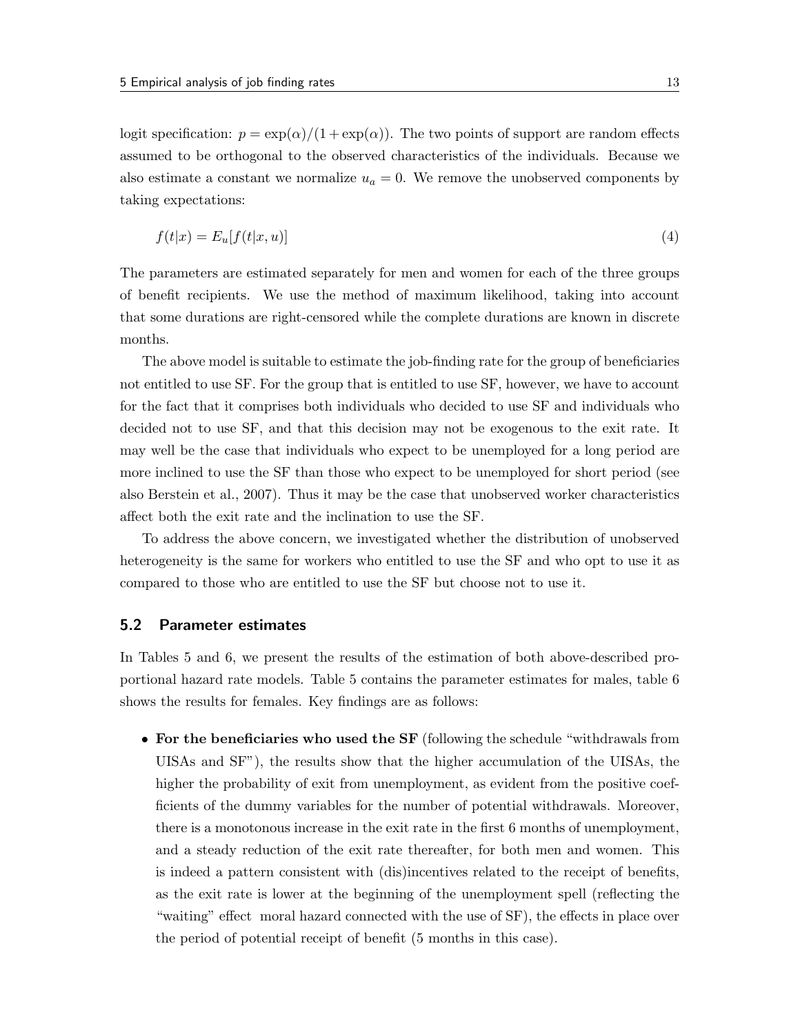logit specification: $p = \exp(\alpha)/(1 + \exp(\alpha))$. The two points of support are random effects assumed to be orthogonal to the observed characteristics of the individuals. Because we also estimate a constant we normalize $u_a = 0$. We remove the unobserved components by taking expectations:

$$f(t|x) = E_u[f(t|x, u)] \tag{4}$$

The parameters are estimated separately for men and women for each of the three groups of benefit recipients. We use the method of maximum likelihood, taking into account that some durations are right-censored while the complete durations are known in discrete months.

The above model is suitable to estimate the job-finding rate for the group of beneficiaries not entitled to use SF. For the group that is entitled to use SF, however, we have to account for the fact that it comprises both individuals who decided to use SF and individuals who decided not to use SF, and that this decision may not be exogenous to the exit rate. It may well be the case that individuals who expect to be unemployed for a long period are more inclined to use the SF than those who expect to be unemployed for short period (see also Berstein et al., 2007). Thus it may be the case that unobserved worker characteristics affect both the exit rate and the inclination to use the SF.

To address the above concern, we investigated whether the distribution of unobserved heterogeneity is the same for workers who entitled to use the SF and who opt to use it as compared to those who are entitled to use the SF but choose not to use it.

### 5.2 Parameter estimates

In Tables 5 and 6, we present the results of the estimation of both above-described proportional hazard rate models. Table 5 contains the parameter estimates for males, table 6 shows the results for females. Key findings are as follows:

- **For the beneficiaries who used the SF** (following the schedule "withdrawals from UISAs and SF"), the results show that the higher accumulation of the UISAs, the higher the probability of exit from unemployment, as evident from the positive coefficients of the dummy variables for the number of potential withdrawals. Moreover, there is a monotonous increase in the exit rate in the first 6 months of unemployment, and a steady reduction of the exit rate thereafter, for both men and women. This is indeed a pattern consistent with (dis)incentives related to the receipt of benefits, as the exit rate is lower at the beginning of the unemployment spell (reflecting the "waiting" effect moral hazard connected with the use of SF), the effects in place over the period of potential receipt of benefit (5 months in this case).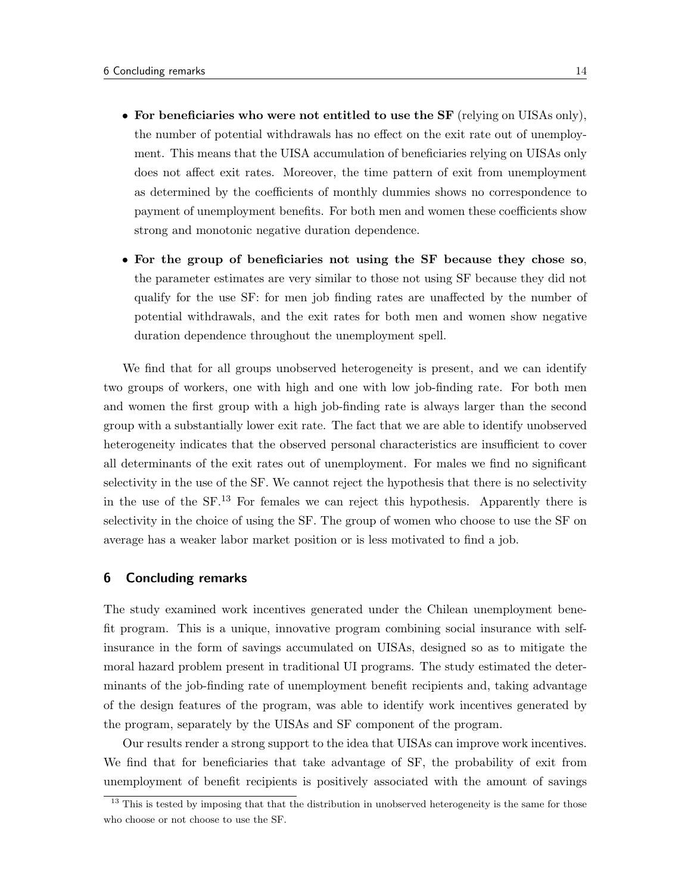- **For beneficiaries who were not entitled to use the SF** (relying on UISAs only), the number of potential withdrawals has no effect on the exit rate out of unemployment. This means that the UISA accumulation of beneficiaries relying on UISAs only does not affect exit rates. Moreover, the time pattern of exit from unemployment as determined by the coefficients of monthly dummies shows no correspondence to payment of unemployment benefits. For both men and women these coefficients show strong and monotonic negative duration dependence.

- **For the group of beneficiaries not using the SF because they chose so**, the parameter estimates are very similar to those not using SF because they did not qualify for the use SF: for men job finding rates are unaffected by the number of potential withdrawals, and the exit rates for both men and women show negative duration dependence throughout the unemployment spell.

We find that for all groups unobserved heterogeneity is present, and we can identify two groups of workers, one with high and one with low job-finding rate. For both men and women the first group with a high job-finding rate is always larger than the second group with a substantially lower exit rate. The fact that we are able to identify unobserved heterogeneity indicates that the observed personal characteristics are insufficient to cover all determinants of the exit rates out of unemployment. For males we find no significant selectivity in the use of the SF. We cannot reject the hypothesis that there is no selectivity in the use of the SF.[13] For females we can reject this hypothesis. Apparently there is selectivity in the choice of using the SF. The group of women who choose to use the SF on average has a weaker labor market position or is less motivated to find a job.

## 6 Concluding remarks

The study examined work incentives generated under the Chilean unemployment benefit program. This is a unique, innovative program combining social insurance with self-insurance in the form of savings accumulated on UISAs, designed so as to mitigate the moral hazard problem present in traditional UI programs. The study estimated the determinants of the job-finding rate of unemployment benefit recipients and, taking advantage of the design features of the program, was able to identify work incentives generated by the program, separately by the UISAs and SF component of the program.

Our results render a strong support to the idea that UISAs can improve work incentives. We find that for beneficiaries that take advantage of SF, the probability of exit from unemployment of benefit recipients is positively associated with the amount of savings

[13] This is tested by imposing that that the distribution in unobserved heterogeneity is the same for those who choose or not choose to use the SF.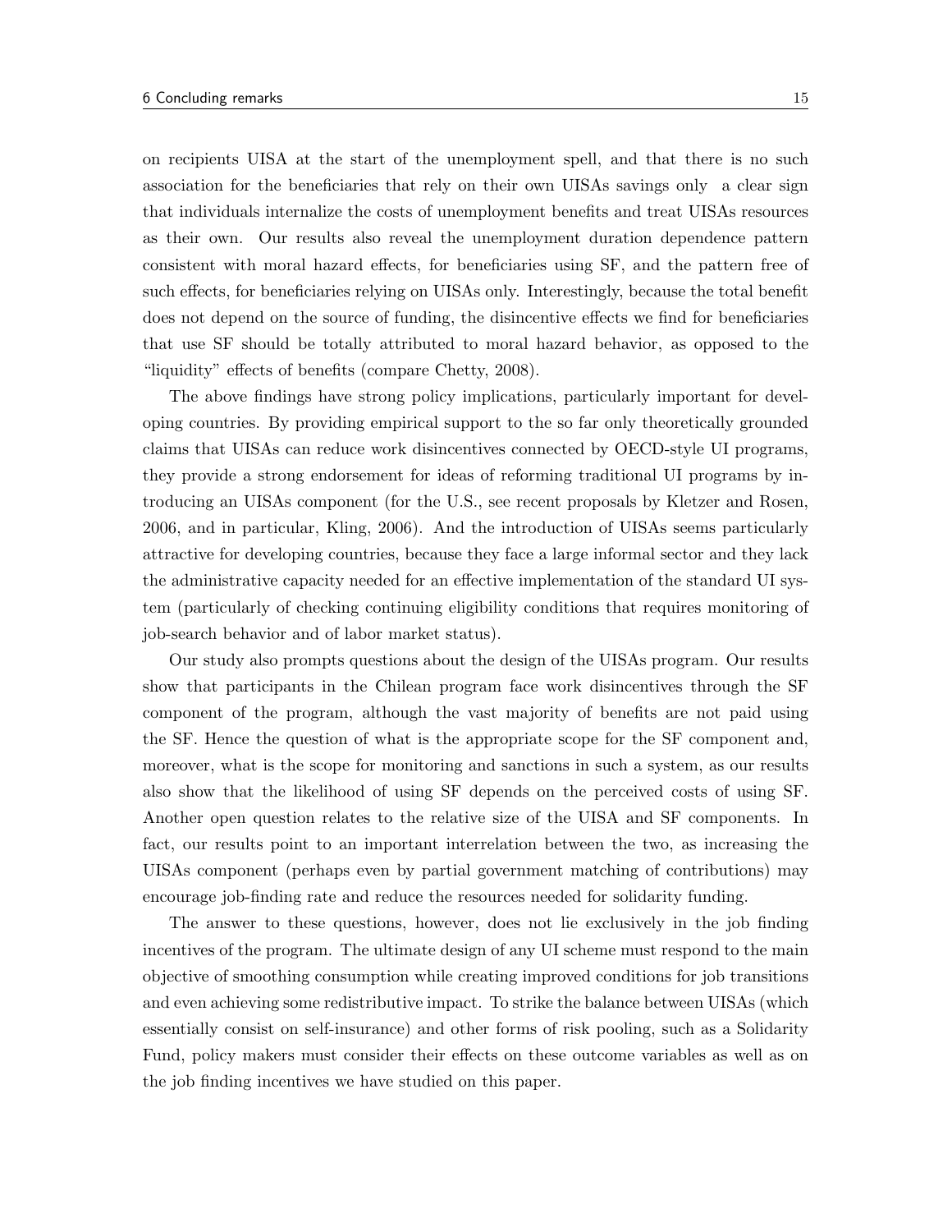on recipients UISA at the start of the unemployment spell, and that there is no such association for the beneficiaries that rely on their own UISAs savings only  a clear sign that individuals internalize the costs of unemployment benefits and treat UISAs resources as their own. Our results also reveal the unemployment duration dependence pattern consistent with moral hazard effects, for beneficiaries using SF, and the pattern free of such effects, for beneficiaries relying on UISAs only. Interestingly, because the total benefit does not depend on the source of funding, the disincentive effects we find for beneficiaries that use SF should be totally attributed to moral hazard behavior, as opposed to the "liquidity" effects of benefits (compare Chetty, 2008).

The above findings have strong policy implications, particularly important for developing countries. By providing empirical support to the so far only theoretically grounded claims that UISAs can reduce work disincentives connected by OECD-style UI programs, they provide a strong endorsement for ideas of reforming traditional UI programs by introducing an UISAs component (for the U.S., see recent proposals by Kletzer and Rosen, 2006, and in particular, Kling, 2006). And the introduction of UISAs seems particularly attractive for developing countries, because they face a large informal sector and they lack the administrative capacity needed for an effective implementation of the standard UI system (particularly of checking continuing eligibility conditions that requires monitoring of job-search behavior and of labor market status).

Our study also prompts questions about the design of the UISAs program. Our results show that participants in the Chilean program face work disincentives through the SF component of the program, although the vast majority of benefits are not paid using the SF. Hence the question of what is the appropriate scope for the SF component and, moreover, what is the scope for monitoring and sanctions in such a system, as our results also show that the likelihood of using SF depends on the perceived costs of using SF. Another open question relates to the relative size of the UISA and SF components. In fact, our results point to an important interrelation between the two, as increasing the UISAs component (perhaps even by partial government matching of contributions) may encourage job-finding rate and reduce the resources needed for solidarity funding.

The answer to these questions, however, does not lie exclusively in the job finding incentives of the program. The ultimate design of any UI scheme must respond to the main objective of smoothing consumption while creating improved conditions for job transitions and even achieving some redistributive impact. To strike the balance between UISAs (which essentially consist on self-insurance) and other forms of risk pooling, such as a Solidarity Fund, policy makers must consider their effects on these outcome variables as well as on the job finding incentives we have studied on this paper.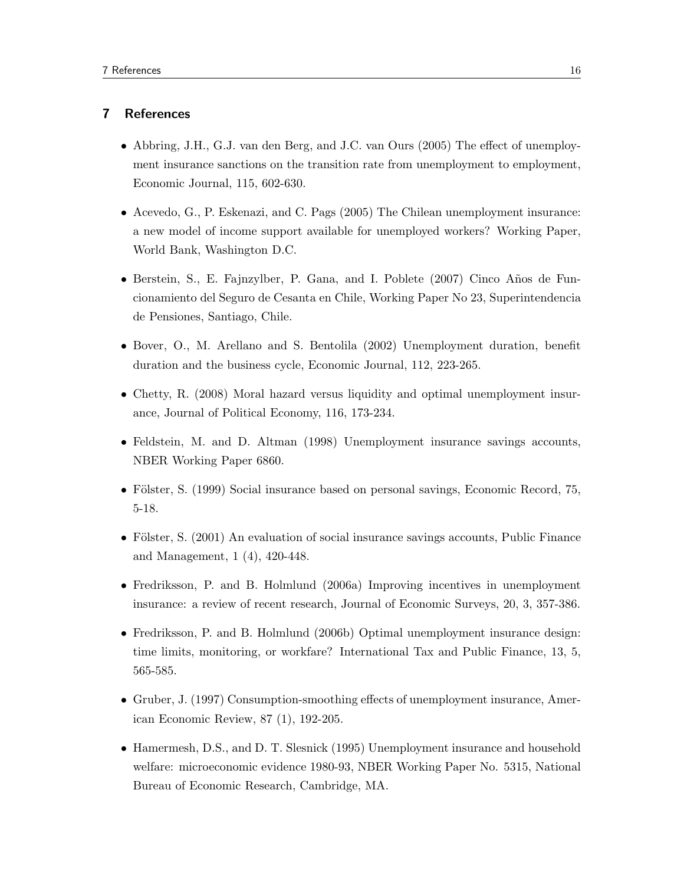## 7 References

- Abbring, J.H., G.J. van den Berg, and J.C. van Ours (2005) The effect of unemployment insurance sanctions on the transition rate from unemployment to employment, Economic Journal, 115, 602-630.
- Acevedo, G., P. Eskenazi, and C. Pags (2005) The Chilean unemployment insurance: a new model of income support available for unemployed workers? Working Paper, World Bank, Washington D.C.
- Berstein, S., E. Fajnzylber, P. Gana, and I. Poblete (2007) Cinco Años de Funcionamiento del Seguro de Cesanta en Chile, Working Paper No 23, Superintendencia de Pensiones, Santiago, Chile.
- Bover, O., M. Arellano and S. Bentolila (2002) Unemployment duration, benefit duration and the business cycle, Economic Journal, 112, 223-265.
- Chetty, R. (2008) Moral hazard versus liquidity and optimal unemployment insurance, Journal of Political Economy, 116, 173-234.
- Feldstein, M. and D. Altman (1998) Unemployment insurance savings accounts, NBER Working Paper 6860.
- Fölster, S. (1999) Social insurance based on personal savings, Economic Record, 75, 5-18.
- Fölster, S. (2001) An evaluation of social insurance savings accounts, Public Finance and Management, 1 (4), 420-448.
- Fredriksson, P. and B. Holmlund (2006a) Improving incentives in unemployment insurance: a review of recent research, Journal of Economic Surveys, 20, 3, 357-386.
- Fredriksson, P. and B. Holmlund (2006b) Optimal unemployment insurance design: time limits, monitoring, or workfare? International Tax and Public Finance, 13, 5, 565-585.
- Gruber, J. (1997) Consumption-smoothing effects of unemployment insurance, American Economic Review, 87 (1), 192-205.
- Hamermesh, D.S., and D. T. Slesnick (1995) Unemployment insurance and household welfare: microeconomic evidence 1980-93, NBER Working Paper No. 5315, National Bureau of Economic Research, Cambridge, MA.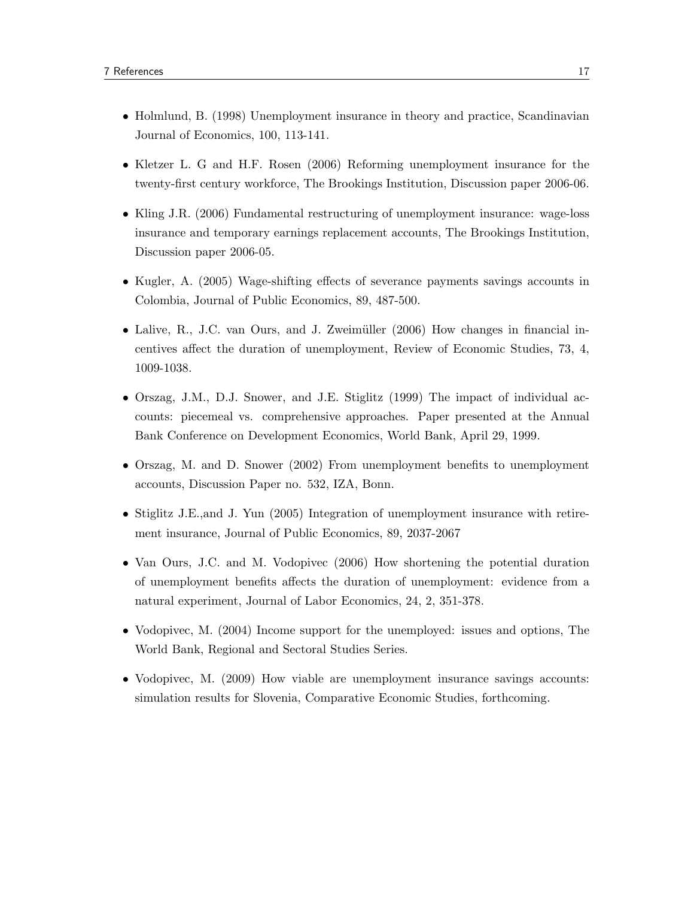- Holmlund, B. (1998) Unemployment insurance in theory and practice, Scandinavian Journal of Economics, 100, 113-141.

- Kletzer L. G and H.F. Rosen (2006) Reforming unemployment insurance for the twenty-first century workforce, The Brookings Institution, Discussion paper 2006-06.

- Kling J.R. (2006) Fundamental restructuring of unemployment insurance: wage-loss insurance and temporary earnings replacement accounts, The Brookings Institution, Discussion paper 2006-05.

- Kugler, A. (2005) Wage-shifting effects of severance payments savings accounts in Colombia, Journal of Public Economics, 89, 487-500.

- Lalive, R., J.C. van Ours, and J. Zweimüller (2006) How changes in financial incentives affect the duration of unemployment, Review of Economic Studies, 73, 4, 1009-1038.

- Orszag, J.M., D.J. Snower, and J.E. Stiglitz (1999) The impact of individual accounts: piecemeal vs. comprehensive approaches. Paper presented at the Annual Bank Conference on Development Economics, World Bank, April 29, 1999.

- Orszag, M. and D. Snower (2002) From unemployment benefits to unemployment accounts, Discussion Paper no. 532, IZA, Bonn.

- Stiglitz J.E.,and J. Yun (2005) Integration of unemployment insurance with retirement insurance, Journal of Public Economics, 89, 2037-2067

- Van Ours, J.C. and M. Vodopivec (2006) How shortening the potential duration of unemployment benefits affects the duration of unemployment: evidence from a natural experiment, Journal of Labor Economics, 24, 2, 351-378.

- Vodopivec, M. (2004) Income support for the unemployed: issues and options, The World Bank, Regional and Sectoral Studies Series.

- Vodopivec, M. (2009) How viable are unemployment insurance savings accounts: simulation results for Slovenia, Comparative Economic Studies, forthcoming.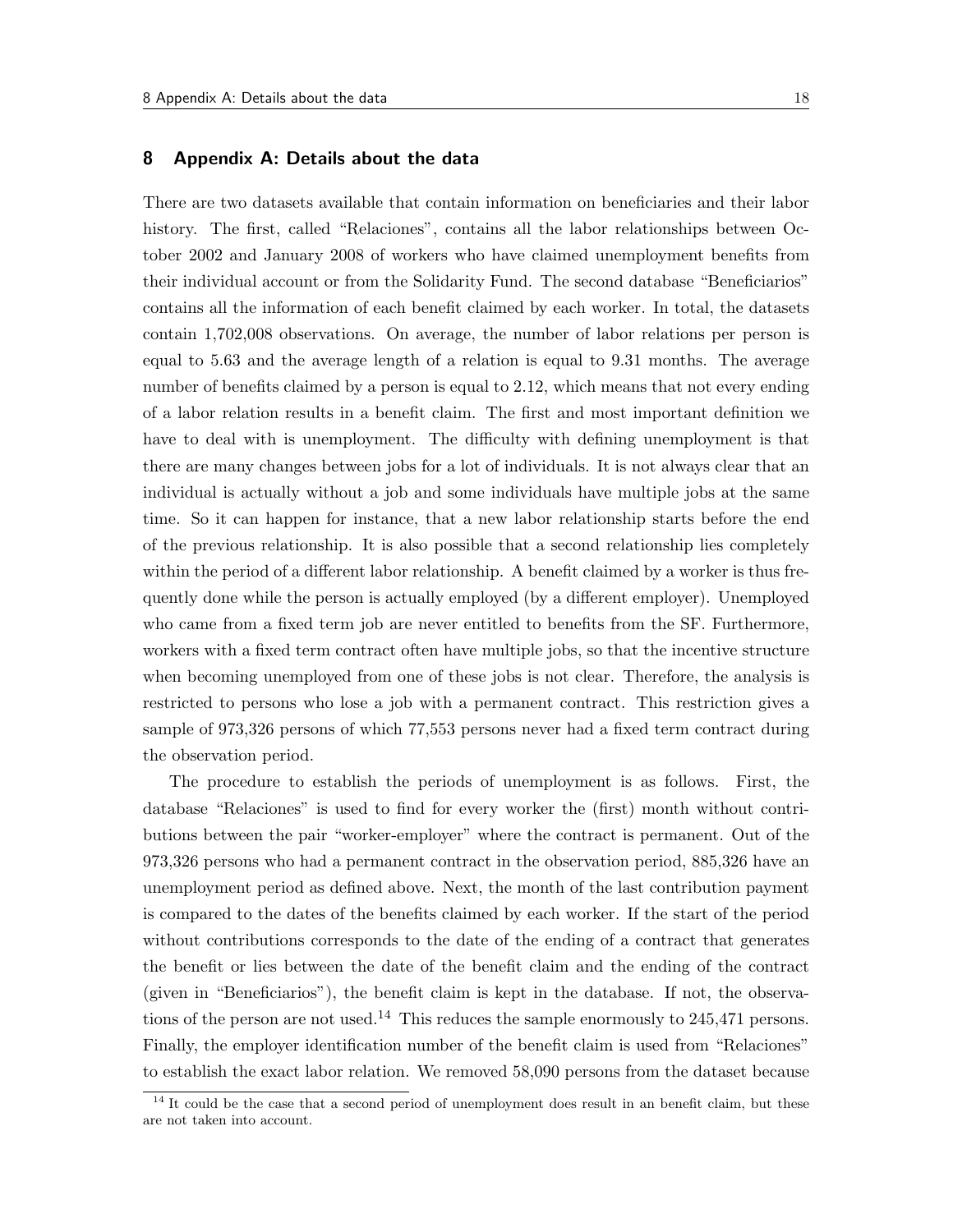## 8 Appendix A: Details about the data

There are two datasets available that contain information on beneficiaries and their labor history. The first, called "Relaciones", contains all the labor relationships between October 2002 and January 2008 of workers who have claimed unemployment benefits from their individual account or from the Solidarity Fund. The second database "Beneficiarios" contains all the information of each benefit claimed by each worker. In total, the datasets contain 1,702,008 observations. On average, the number of labor relations per person is equal to 5.63 and the average length of a relation is equal to 9.31 months. The average number of benefits claimed by a person is equal to 2.12, which means that not every ending of a labor relation results in a benefit claim. The first and most important definition we have to deal with is unemployment. The difficulty with defining unemployment is that there are many changes between jobs for a lot of individuals. It is not always clear that an individual is actually without a job and some individuals have multiple jobs at the same time. So it can happen for instance, that a new labor relationship starts before the end of the previous relationship. It is also possible that a second relationship lies completely within the period of a different labor relationship. A benefit claimed by a worker is thus frequently done while the person is actually employed (by a different employer). Unemployed who came from a fixed term job are never entitled to benefits from the SF. Furthermore, workers with a fixed term contract often have multiple jobs, so that the incentive structure when becoming unemployed from one of these jobs is not clear. Therefore, the analysis is restricted to persons who lose a job with a permanent contract. This restriction gives a sample of 973,326 persons of which 77,553 persons never had a fixed term contract during the observation period.

The procedure to establish the periods of unemployment is as follows. First, the database "Relaciones" is used to find for every worker the (first) month without contributions between the pair "worker-employer" where the contract is permanent. Out of the 973,326 persons who had a permanent contract in the observation period, 885,326 have an unemployment period as defined above. Next, the month of the last contribution payment is compared to the dates of the benefits claimed by each worker. If the start of the period without contributions corresponds to the date of the ending of a contract that generates the benefit or lies between the date of the benefit claim and the ending of the contract (given in "Beneficiarios"), the benefit claim is kept in the database. If not, the observations of the person are not used.[14] This reduces the sample enormously to 245,471 persons. Finally, the employer identification number of the benefit claim is used from "Relaciones" to establish the exact labor relation. We removed 58,090 persons from the dataset because

[14] It could be the case that a second period of unemployment does result in an benefit claim, but these are not taken into account.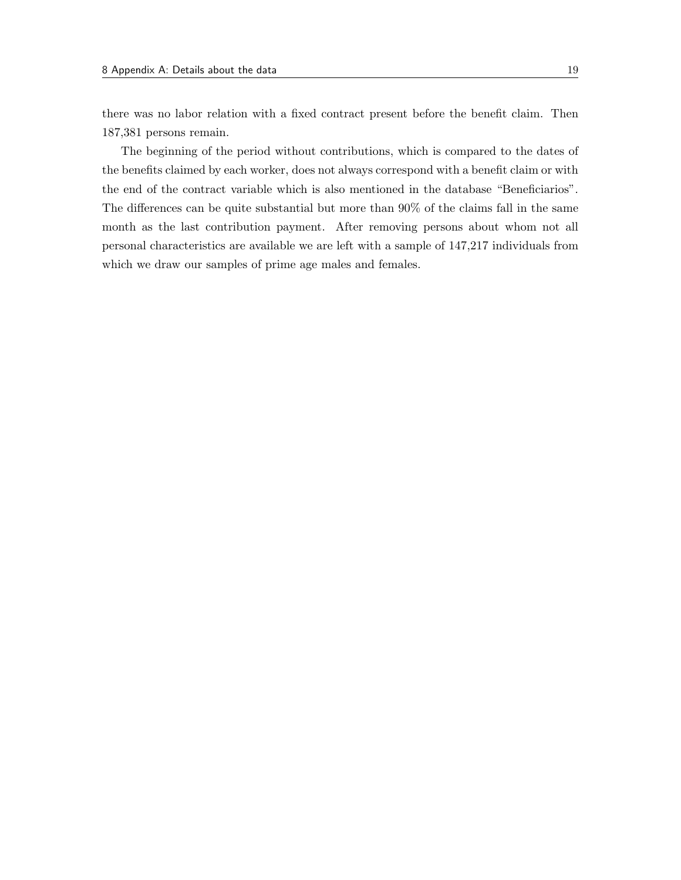there was no labor relation with a fixed contract present before the benefit claim. Then 187,381 persons remain.

The beginning of the period without contributions, which is compared to the dates of the benefits claimed by each worker, does not always correspond with a benefit claim or with the end of the contract variable which is also mentioned in the database "Beneficiarios". The differences can be quite substantial but more than 90% of the claims fall in the same month as the last contribution payment. After removing persons about whom not all personal characteristics are available we are left with a sample of 147,217 individuals from which we draw our samples of prime age males and females.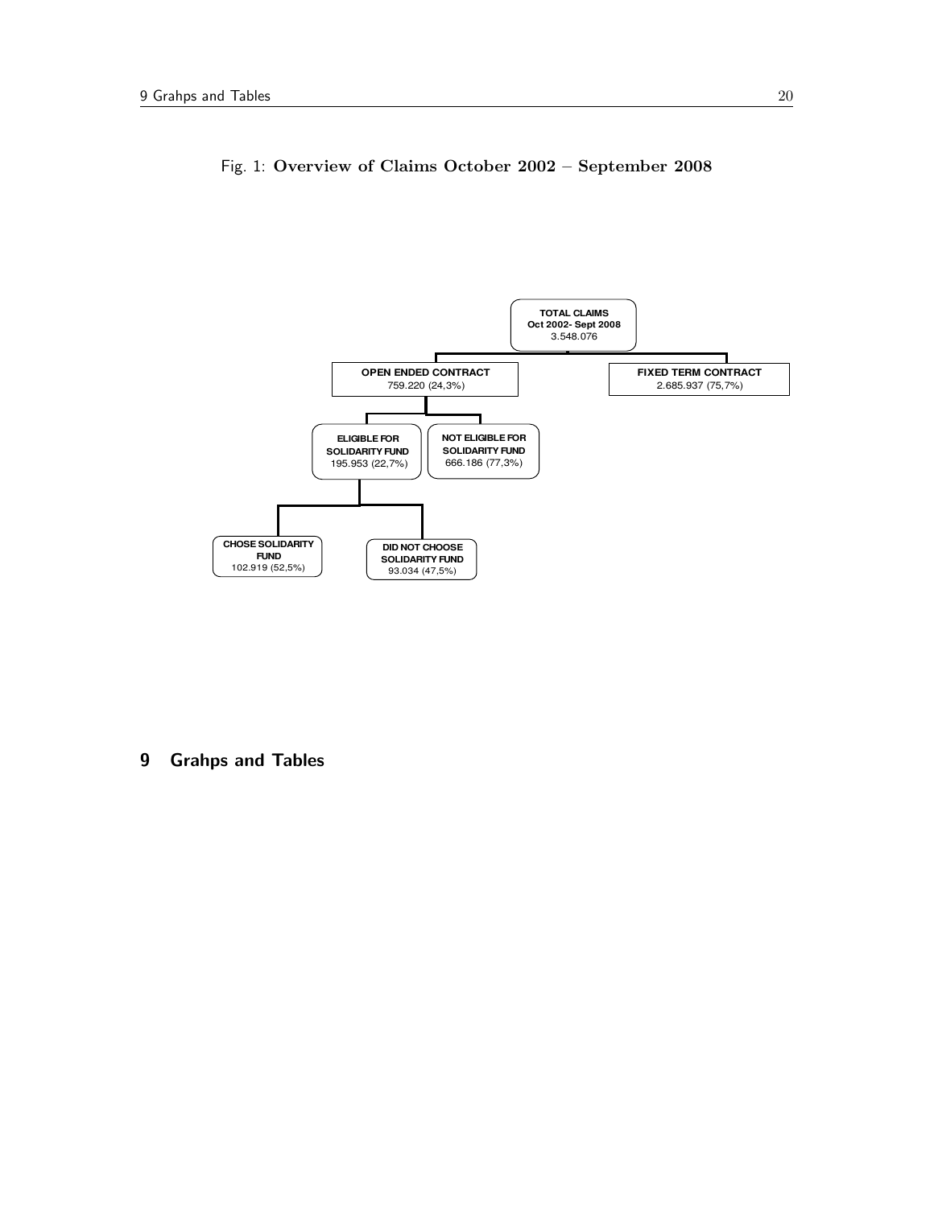Fig. 1: **Overview of Claims October 2002 – September 2008**

- **TOTAL CLAIMS Oct 2002- Sept 2008** 3.548.076
  - **OPEN ENDED CONTRACT** 759.220 (24,3%)
    - **ELIGIBLE FOR SOLIDARITY FUND** 195.953 (22,7%)
      - **CHOSE SOLIDARITY FUND** 102.919 (52,5%)
      - **DID NOT CHOOSE SOLIDARITY FUND** 93.034 (47,5%)
    - **NOT ELIGIBLE FOR SOLIDARITY FUND** 666.186 (77,3%)
  - **FIXED TERM CONTRACT** 2.685.937 (75,7%)

## 9 Grahps and Tables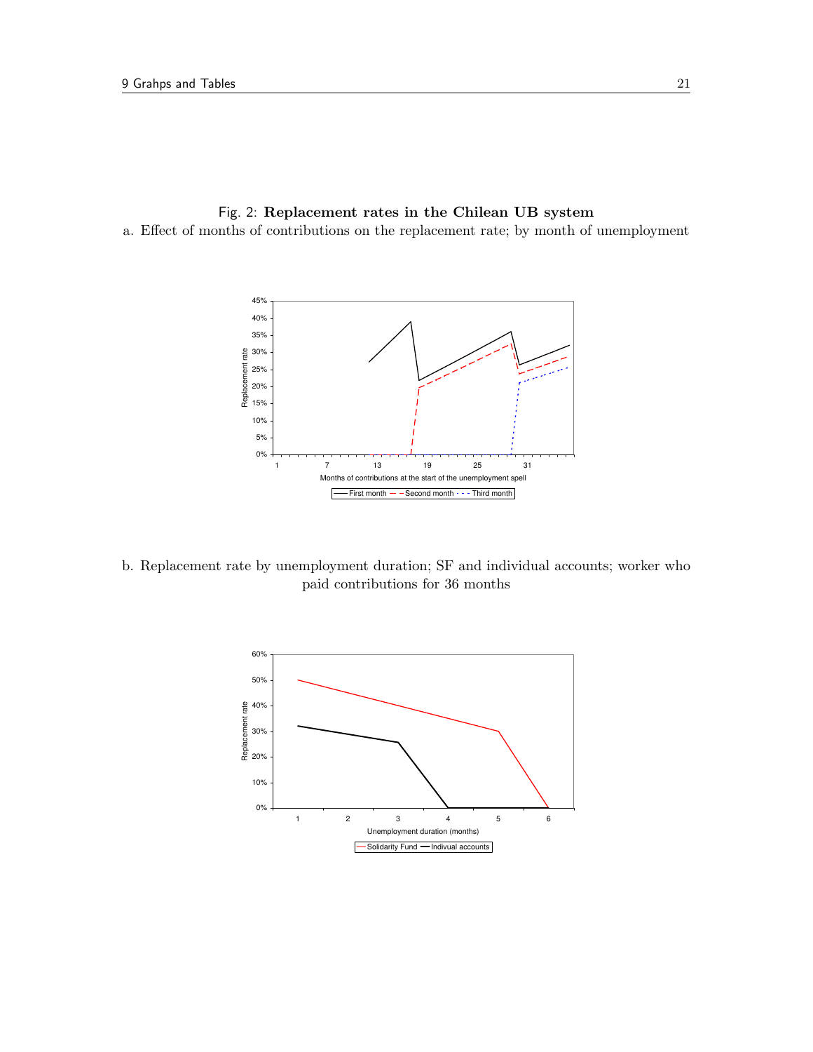Fig. 2: **Replacement rates in the Chilean UB system**

a. Effect of months of contributions on the replacement rate; by month of unemployment

b. Replacement rate by unemployment duration; SF and individual accounts; worker who paid contributions for 36 months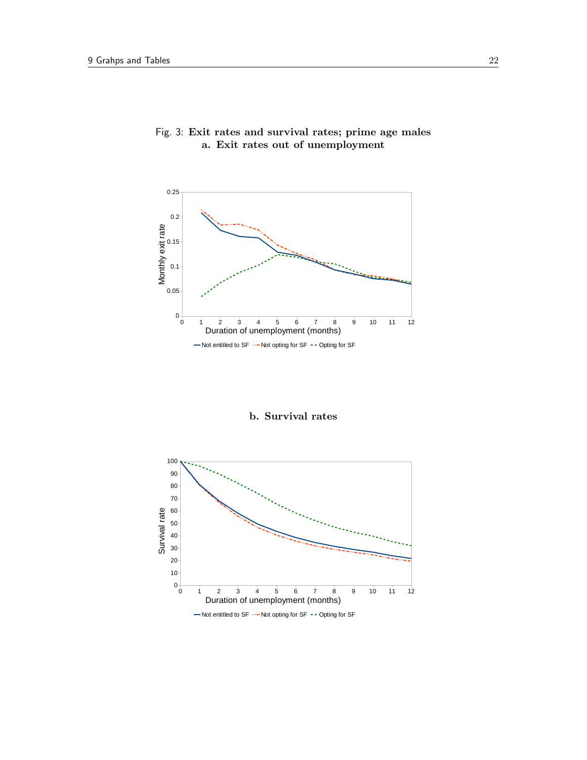Fig. 3: **Exit rates and survival rates; prime age males**

**a. Exit rates out of unemployment**

**b. Survival rates**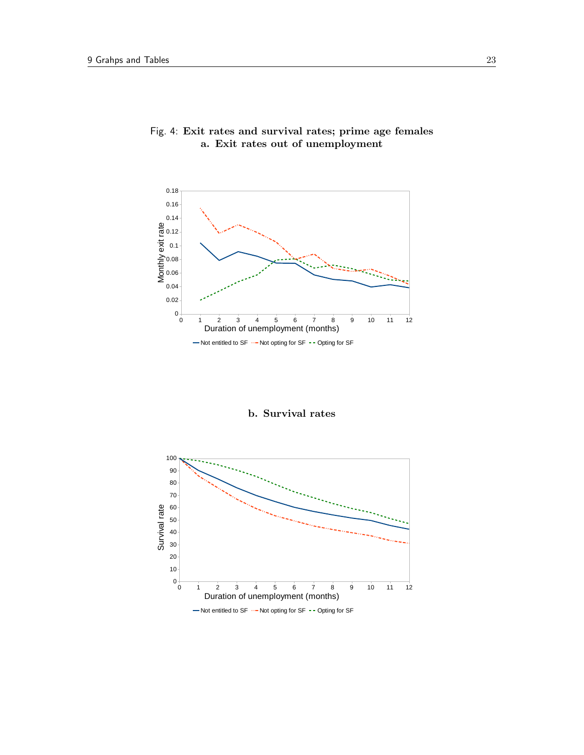Fig. 4: **Exit rates and survival rates; prime age females**

**a. Exit rates out of unemployment**

**b. Survival rates**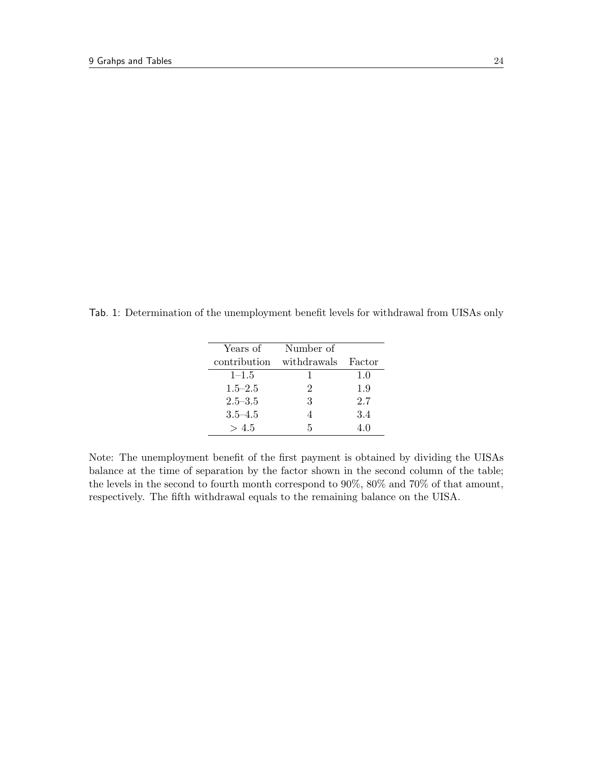Tab. 1: Determination of the unemployment benefit levels for withdrawal from UISAs only

| Years of contribution | Number of withdrawals | Factor |
|---|---|---|
| 1–1.5 | 1 | 1.0 |
| 1.5–2.5 | 2 | 1.9 |
| 2.5–3.5 | 3 | 2.7 |
| 3.5–4.5 | 4 | 3.4 |
| $> 4.5$ | 5 | 4.0 |

Note: The unemployment benefit of the first payment is obtained by dividing the UISAs balance at the time of separation by the factor shown in the second column of the table; the levels in the second to fourth month correspond to 90%, 80% and 70% of that amount, respectively. The fifth withdrawal equals to the remaining balance on the UISA.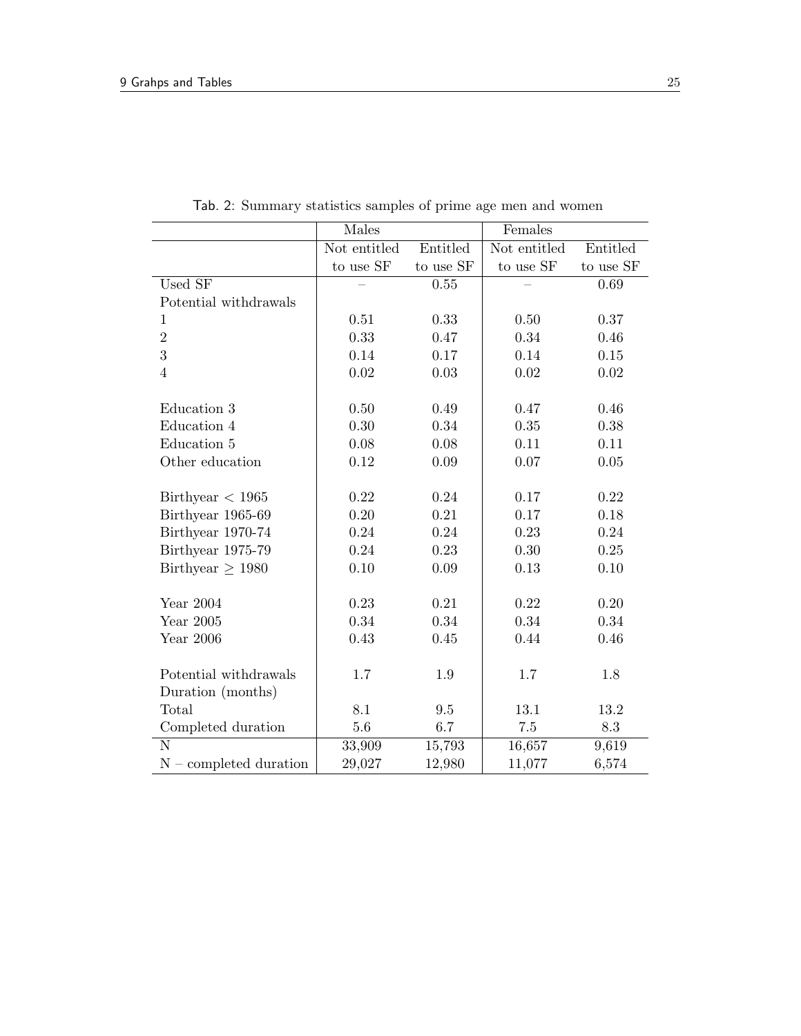Tab. 2: Summary statistics samples of prime age men and women

| | Males | | Females | |
|---|---|---|---|---|
| | Not entitled to use SF | Entitled to use SF | Not entitled to use SF | Entitled to use SF |
| Used SF | – | 0.55 | – | 0.69 |
| Potential withdrawals | | | | |
| 1 | 0.51 | 0.33 | 0.50 | 0.37 |
| 2 | 0.33 | 0.47 | 0.34 | 0.46 |
| 3 | 0.14 | 0.17 | 0.14 | 0.15 |
| 4 | 0.02 | 0.03 | 0.02 | 0.02 |
| | | | | |
| Education 3 | 0.50 | 0.49 | 0.47 | 0.46 |
| Education 4 | 0.30 | 0.34 | 0.35 | 0.38 |
| Education 5 | 0.08 | 0.08 | 0.11 | 0.11 |
| Other education | 0.12 | 0.09 | 0.07 | 0.05 |
| | | | | |
| Birthyear $< 1965$ | 0.22 | 0.24 | 0.17 | 0.22 |
| Birthyear 1965-69 | 0.20 | 0.21 | 0.17 | 0.18 |
| Birthyear 1970-74 | 0.24 | 0.24 | 0.23 | 0.24 |
| Birthyear 1975-79 | 0.24 | 0.23 | 0.30 | 0.25 |
| Birthyear $\geq 1980$ | 0.10 | 0.09 | 0.13 | 0.10 |
| | | | | |
| Year 2004 | 0.23 | 0.21 | 0.22 | 0.20 |
| Year 2005 | 0.34 | 0.34 | 0.34 | 0.34 |
| Year 2006 | 0.43 | 0.45 | 0.44 | 0.46 |
| | | | | |
| Potential withdrawals | 1.7 | 1.9 | 1.7 | 1.8 |
| Duration (months) | | | | |
| Total | 8.1 | 9.5 | 13.1 | 13.2 |
| Completed duration | 5.6 | 6.7 | 7.5 | 8.3 |
| N | 33,909 | 15,793 | 16,657 | 9,619 |
| N – completed duration | 29,027 | 12,980 | 11,077 | 6,574 |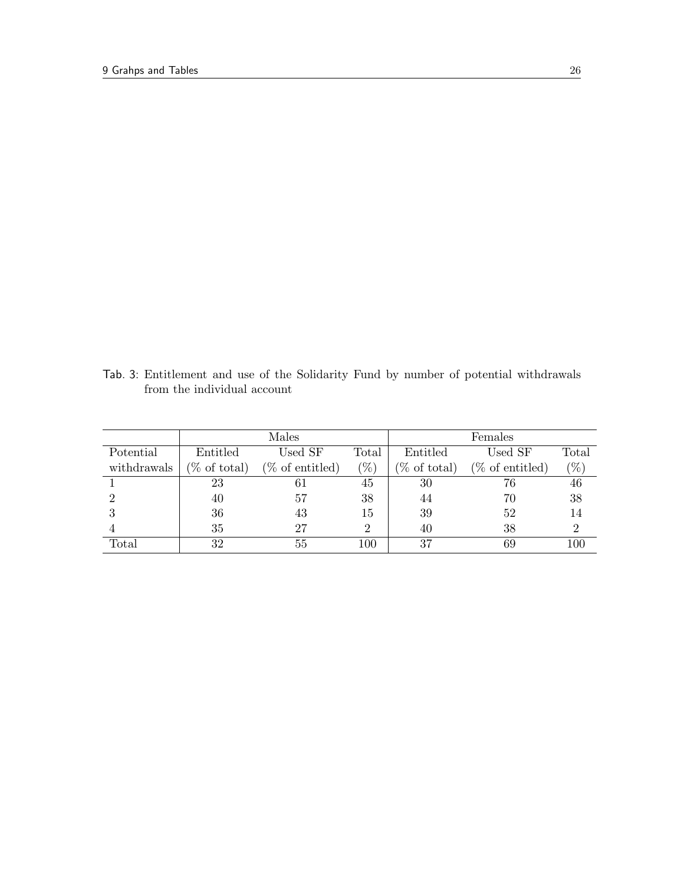Tab. 3: Entitlement and use of the Solidarity Fund by number of potential withdrawals from the individual account

| | Males | | | Females | | |
|---|---|---|---|---|---|---|
| Potential withdrawals | Entitled (% of total) | Used SF (% of entitled) | Total (%) | Entitled (% of total) | Used SF (% of entitled) | Total (%) |
| 1 | 23 | 61 | 45 | 30 | 76 | 46 |
| 2 | 40 | 57 | 38 | 44 | 70 | 38 |
| 3 | 36 | 43 | 15 | 39 | 52 | 14 |
| 4 | 35 | 27 | 2 | 40 | 38 | 2 |
| Total | 32 | 55 | 100 | 37 | 69 | 100 |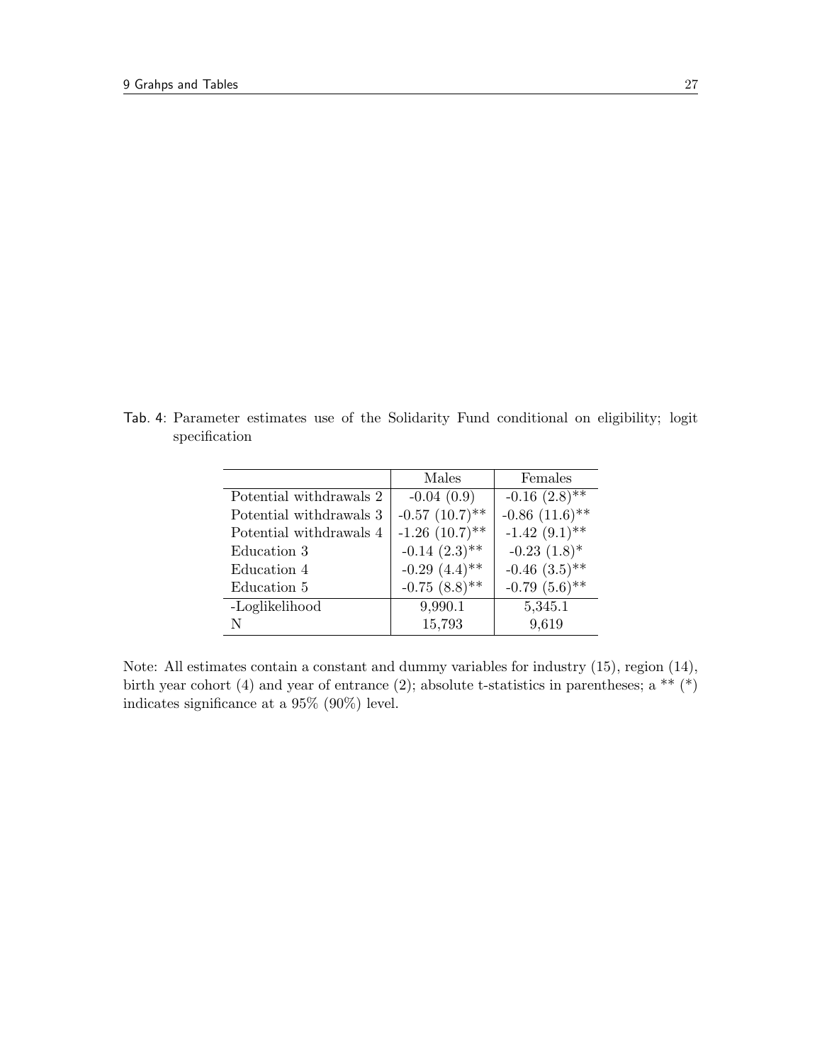Tab. 4: Parameter estimates use of the Solidarity Fund conditional on eligibility; logit specification

| | Males | Females |
|---|---|---|
| Potential withdrawals 2 | -0.04 (0.9) | -0.16 (2.8)** |
| Potential withdrawals 3 | -0.57 (10.7)** | -0.86 (11.6)** |
| Potential withdrawals 4 | -1.26 (10.7)** | -1.42 (9.1)** |
| Education 3 | -0.14 (2.3)** | -0.23 (1.8)* |
| Education 4 | -0.29 (4.4)** | -0.46 (3.5)** |
| Education 5 | -0.75 (8.8)** | -0.79 (5.6)** |
| -Loglikelihood | 9,990.1 | 5,345.1 |
| N | 15,793 | 9,619 |

Note: All estimates contain a constant and dummy variables for industry (15), region (14), birth year cohort (4) and year of entrance (2); absolute t-statistics in parentheses; a ** (*) indicates significance at a 95% (90%) level.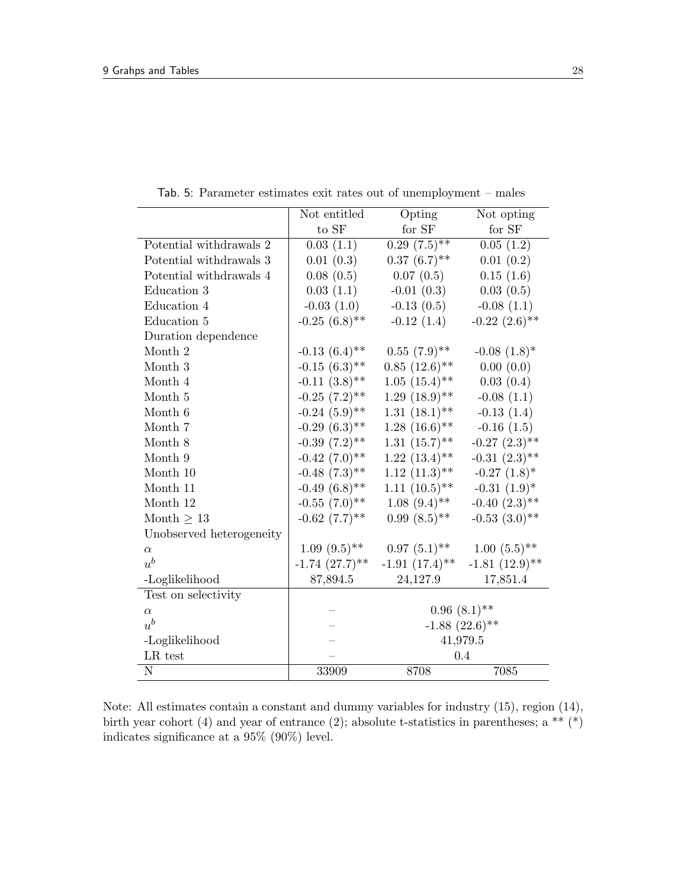Tab. 5: Parameter estimates exit rates out of unemployment – males

| | Not entitled to SF | Opting for SF | Not opting for SF |
|---|---|---|---|
| Potential withdrawals 2 | 0.03 (1.1) | 0.29 (7.5)** | 0.05 (1.2) |
| Potential withdrawals 3 | 0.01 (0.3) | 0.37 (6.7)** | 0.01 (0.2) |
| Potential withdrawals 4 | 0.08 (0.5) | 0.07 (0.5) | 0.15 (1.6) |
| Education 3 | 0.03 (1.1) | -0.01 (0.3) | 0.03 (0.5) |
| Education 4 | -0.03 (1.0) | -0.13 (0.5) | -0.08 (1.1) |
| Education 5 | -0.25 (6.8)** | -0.12 (1.4) | -0.22 (2.6)** |
| Duration dependence | | | |
| Month 2 | -0.13 (6.4)** | 0.55 (7.9)** | -0.08 (1.8)* |
| Month 3 | -0.15 (6.3)** | 0.85 (12.6)** | 0.00 (0.0) |
| Month 4 | -0.11 (3.8)** | 1.05 (15.4)** | 0.03 (0.4) |
| Month 5 | -0.25 (7.2)** | 1.29 (18.9)** | -0.08 (1.1) |
| Month 6 | -0.24 (5.9)** | 1.31 (18.1)** | -0.13 (1.4) |
| Month 7 | -0.29 (6.3)** | 1.28 (16.6)** | -0.16 (1.5) |
| Month 8 | -0.39 (7.2)** | 1.31 (15.7)** | -0.27 (2.3)** |
| Month 9 | -0.42 (7.0)** | 1.22 (13.4)** | -0.31 (2.3)** |
| Month 10 | -0.48 (7.3)** | 1.12 (11.3)** | -0.27 (1.8)* |
| Month 11 | -0.49 (6.8)** | 1.11 (10.5)** | -0.31 (1.9)* |
| Month 12 | -0.55 (7.0)** | 1.08 (9.4)** | -0.40 (2.3)** |
| Month $\geq$ 13 | -0.62 (7.7)** | 0.99 (8.5)** | -0.53 (3.0)** |
| Unobserved heterogeneity | | | |
| $\alpha$ | 1.09 (9.5)** | 0.97 (5.1)** | 1.00 (5.5)** |
| $u^b$ | -1.74 (27.7)** | -1.91 (17.4)** | -1.81 (12.9)** |
| -Loglikelihood | 87,894.5 | 24,127.9 | 17,851.4 |
| Test on selectivity | | | |
| $\alpha$ | – | 0.96 (8.1)** | |
| $u^b$ | – | -1.88 (22.6)** | |
| -Loglikelihood | – | 41,979.5 | |
| LR test | – | 0.4 | |
| N | 33909 | 8708 | 7085 |

Note: All estimates contain a constant and dummy variables for industry (15), region (14), birth year cohort (4) and year of entrance (2); absolute t-statistics in parentheses; a ** (*) indicates significance at a 95% (90%) level.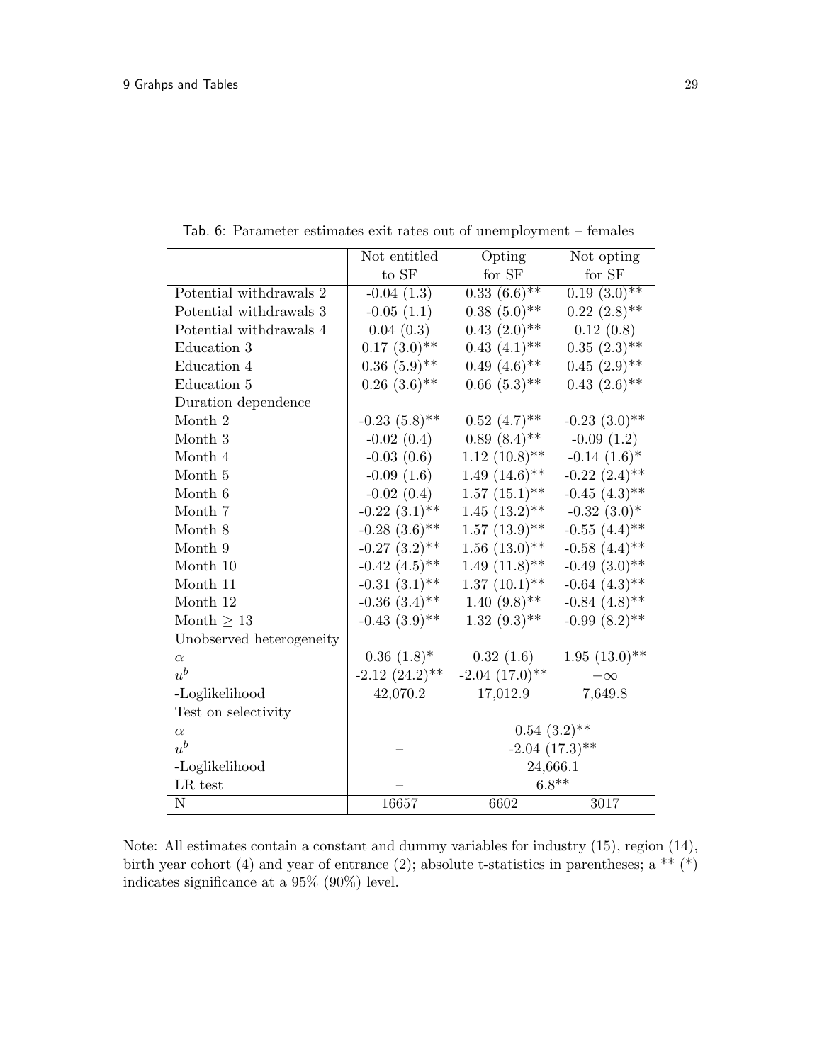Tab. 6: Parameter estimates exit rates out of unemployment – females

| | Not entitled to SF | Opting for SF | Not opting for SF |
|---|---|---|---|
| Potential withdrawals 2 | -0.04 (1.3) | 0.33 (6.6)** | 0.19 (3.0)** |
| Potential withdrawals 3 | -0.05 (1.1) | 0.38 (5.0)** | 0.22 (2.8)** |
| Potential withdrawals 4 | 0.04 (0.3) | 0.43 (2.0)** | 0.12 (0.8) |
| Education 3 | 0.17 (3.0)** | 0.43 (4.1)** | 0.35 (2.3)** |
| Education 4 | 0.36 (5.9)** | 0.49 (4.6)** | 0.45 (2.9)** |
| Education 5 | 0.26 (3.6)** | 0.66 (5.3)** | 0.43 (2.6)** |
| Duration dependence | | | |
| Month 2 | -0.23 (5.8)** | 0.52 (4.7)** | -0.23 (3.0)** |
| Month 3 | -0.02 (0.4) | 0.89 (8.4)** | -0.09 (1.2) |
| Month 4 | -0.03 (0.6) | 1.12 (10.8)** | -0.14 (1.6)* |
| Month 5 | -0.09 (1.6) | 1.49 (14.6)** | -0.22 (2.4)** |
| Month 6 | -0.02 (0.4) | 1.57 (15.1)** | -0.45 (4.3)** |
| Month 7 | -0.22 (3.1)** | 1.45 (13.2)** | -0.32 (3.0)* |
| Month 8 | -0.28 (3.6)** | 1.57 (13.9)** | -0.55 (4.4)** |
| Month 9 | -0.27 (3.2)** | 1.56 (13.0)** | -0.58 (4.4)** |
| Month 10 | -0.42 (4.5)** | 1.49 (11.8)** | -0.49 (3.0)** |
| Month 11 | -0.31 (3.1)** | 1.37 (10.1)** | -0.64 (4.3)** |
| Month 12 | -0.36 (3.4)** | 1.40 (9.8)** | -0.84 (4.8)** |
| Month $\geq$ 13 | -0.43 (3.9)** | 1.32 (9.3)** | -0.99 (8.2)** |
| Unobserved heterogeneity | | | |
| $\alpha$ | 0.36 (1.8)* | 0.32 (1.6) | 1.95 (13.0)** |
| $u^b$ | -2.12 (24.2)** | -2.04 (17.0)** | $-\infty$ |
| -Loglikelihood | 42,070.2 | 17,012.9 | 7,649.8 |
| Test on selectivity | | | |
| $\alpha$ | – | 0.54 (3.2)** | |
| $u^b$ | – | -2.04 (17.3)** | |
| -Loglikelihood | – | 24,666.1 | |
| LR test | – | 6.8** | |
| N | 16657 | 6602 | 3017 |

Note: All estimates contain a constant and dummy variables for industry (15), region (14), birth year cohort (4) and year of entrance (2); absolute t-statistics in parentheses; a ** (*) indicates significance at a 95% (90%) level.